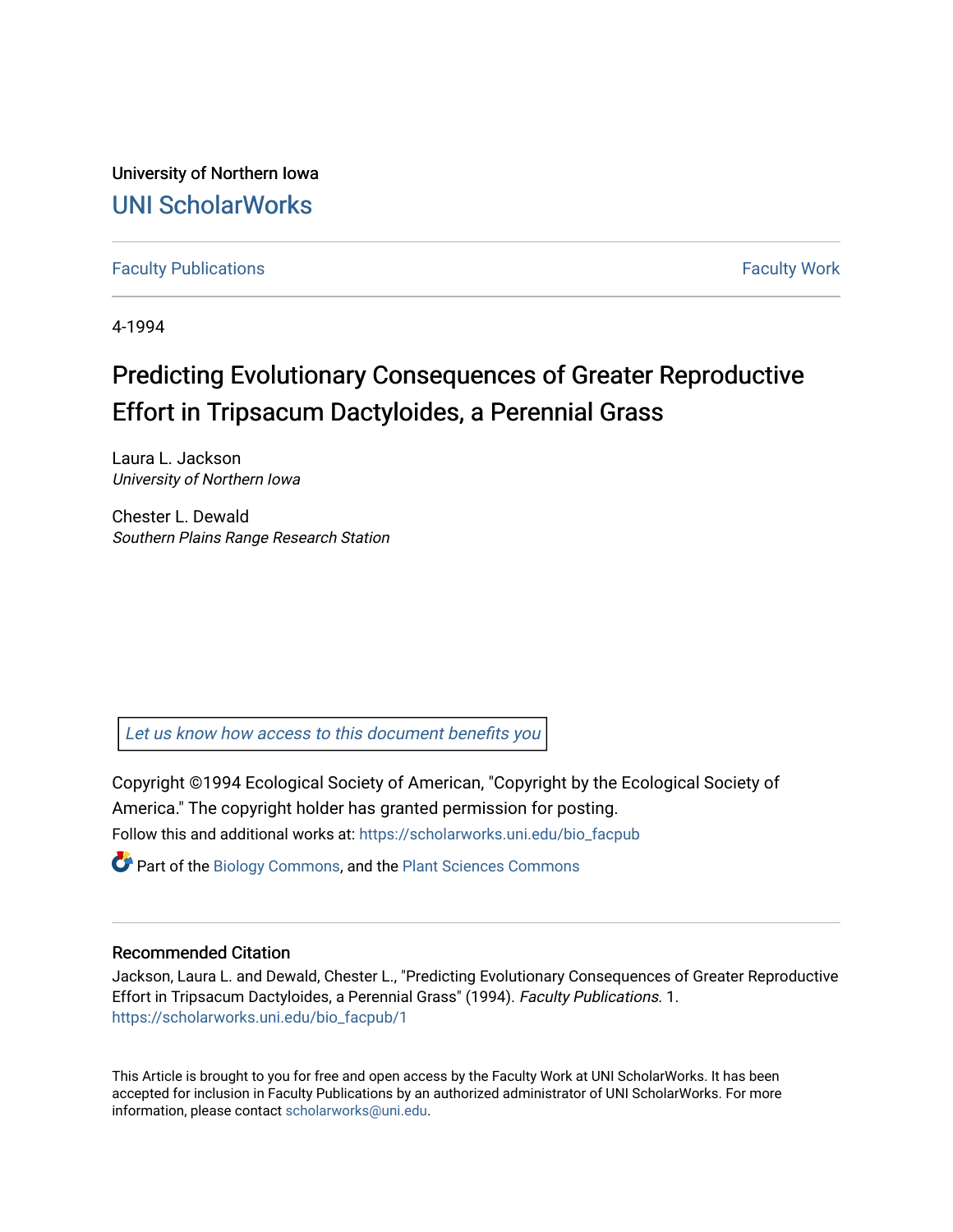University of Northern Iowa

# UNI ScholarWorks

Faculty Publications | Faculty Work

4-1994

# Predicting Evolutionary Consequences of Greater Reproductive Effort in Tripsacum Dactyloides, a Perennial Grass

Laura L. Jackson
*University of Northern Iowa*

Chester L. Dewald
*Southern Plains Range Research Station*

Let us know how access to this document benefits you

Copyright ©1994 Ecological Society of American, "Copyright by the Ecological Society of America." The copyright holder has granted permission for posting.

Follow this and additional works at: https://scholarworks.uni.edu/bio_facpub

Part of the Biology Commons, and the Plant Sciences Commons

## Recommended Citation

Jackson, Laura L. and Dewald, Chester L., "Predicting Evolutionary Consequences of Greater Reproductive Effort in Tripsacum Dactyloides, a Perennial Grass" (1994). *Faculty Publications*. 1.
https://scholarworks.uni.edu/bio_facpub/1

This Article is brought to you for free and open access by the Faculty Work at UNI ScholarWorks. It has been accepted for inclusion in Faculty Publications by an authorized administrator of UNI ScholarWorks. For more information, please contact scholarworks@uni.edu.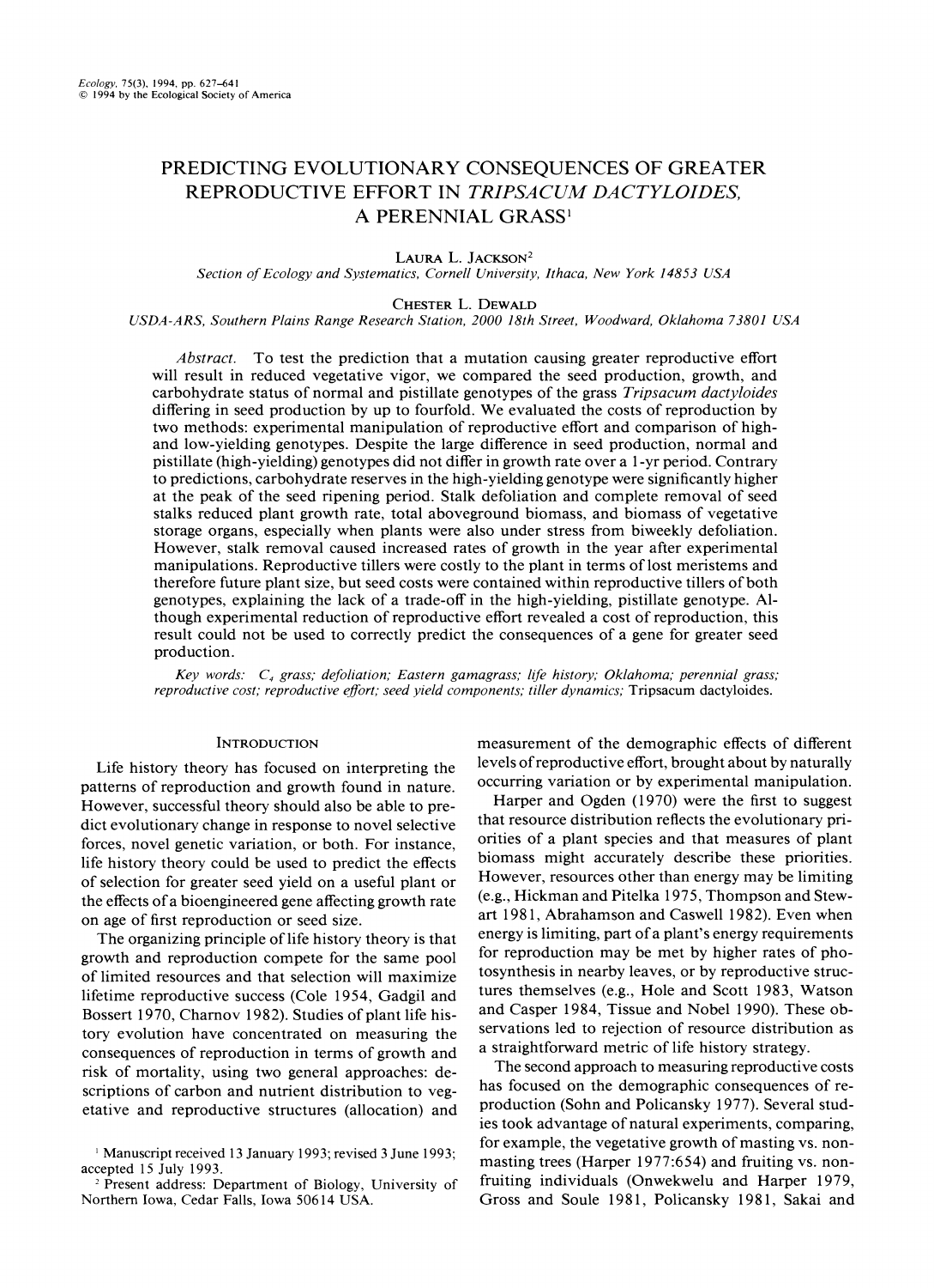Ecology, 75(3), 1994, pp. 627–641
© 1994 by the Ecological Society of America

# PREDICTING EVOLUTIONARY CONSEQUENCES OF GREATER REPRODUCTIVE EFFORT IN *TRIPSACUM DACTYLOIDES*, A PERENNIAL GRASS[1]

LAURA L. JACKSON[2]
*Section of Ecology and Systematics, Cornell University, Ithaca, New York 14853 USA*

CHESTER L. DEWALD
*USDA-ARS, Southern Plains Range Research Station, 2000 18th Street, Woodward, Oklahoma 73801 USA*

*Abstract.* To test the prediction that a mutation causing greater reproductive effort will result in reduced vegetative vigor, we compared the seed production, growth, and carbohydrate status of normal and pistillate genotypes of the grass *Tripsacum dactyloides* differing in seed production by up to fourfold. We evaluated the costs of reproduction by two methods: experimental manipulation of reproductive effort and comparison of high- and low-yielding genotypes. Despite the large difference in seed production, normal and pistillate (high-yielding) genotypes did not differ in growth rate over a 1-yr period. Contrary to predictions, carbohydrate reserves in the high-yielding genotype were significantly higher at the peak of the seed ripening period. Stalk defoliation and complete removal of seed stalks reduced plant growth rate, total aboveground biomass, and biomass of vegetative storage organs, especially when plants were also under stress from biweekly defoliation. However, stalk removal caused increased rates of growth in the year after experimental manipulations. Reproductive tillers were costly to the plant in terms of lost meristems and therefore future plant size, but seed costs were contained within reproductive tillers of both genotypes, explaining the lack of a trade-off in the high-yielding, pistillate genotype. Although experimental reduction of reproductive effort revealed a cost of reproduction, this result could not be used to correctly predict the consequences of a gene for greater seed production.

*Key words:* $C_4$ grass; defoliation; Eastern gamagrass; life history; Oklahoma; perennial grass; reproductive cost; reproductive effort; seed yield components; tiller dynamics; Tripsacum dactyloides.

## INTRODUCTION

Life history theory has focused on interpreting the patterns of reproduction and growth found in nature. However, successful theory should also be able to predict evolutionary change in response to novel selective forces, novel genetic variation, or both. For instance, life history theory could be used to predict the effects of selection for greater seed yield on a useful plant or the effects of a bioengineered gene affecting growth rate on age of first reproduction or seed size.

The organizing principle of life history theory is that growth and reproduction compete for the same pool of limited resources and that selection will maximize lifetime reproductive success (Cole 1954, Gadgil and Bossert 1970, Charnov 1982). Studies of plant life history evolution have concentrated on measuring the consequences of reproduction in terms of growth and risk of mortality, using two general approaches: descriptions of carbon and nutrient distribution to vegetative and reproductive structures (allocation) and measurement of the demographic effects of different levels of reproductive effort, brought about by naturally occurring variation or by experimental manipulation.

Harper and Ogden (1970) were the first to suggest that resource distribution reflects the evolutionary priorities of a plant species and that measures of plant biomass might accurately describe these priorities. However, resources other than energy may be limiting (e.g., Hickman and Pitelka 1975, Thompson and Stewart 1981, Abrahamson and Caswell 1982). Even when energy is limiting, part of a plant's energy requirements for reproduction may be met by higher rates of photosynthesis in nearby leaves, or by reproductive structures themselves (e.g., Hole and Scott 1983, Watson and Casper 1984, Tissue and Nobel 1990). These observations led to rejection of resource distribution as a straightforward metric of life history strategy.

The second approach to measuring reproductive costs has focused on the demographic consequences of reproduction (Sohn and Policansky 1977). Several studies took advantage of natural experiments, comparing, for example, the vegetative growth of masting vs. nonmasting trees (Harper 1977:654) and fruiting vs. nonfruiting individuals (Onwekwelu and Harper 1979, Gross and Soule 1981, Policansky 1981, Sakai and

[1] Manuscript received 13 January 1993; revised 3 June 1993; accepted 15 July 1993.

[2] Present address: Department of Biology, University of Northern Iowa, Cedar Falls, Iowa 50614 USA.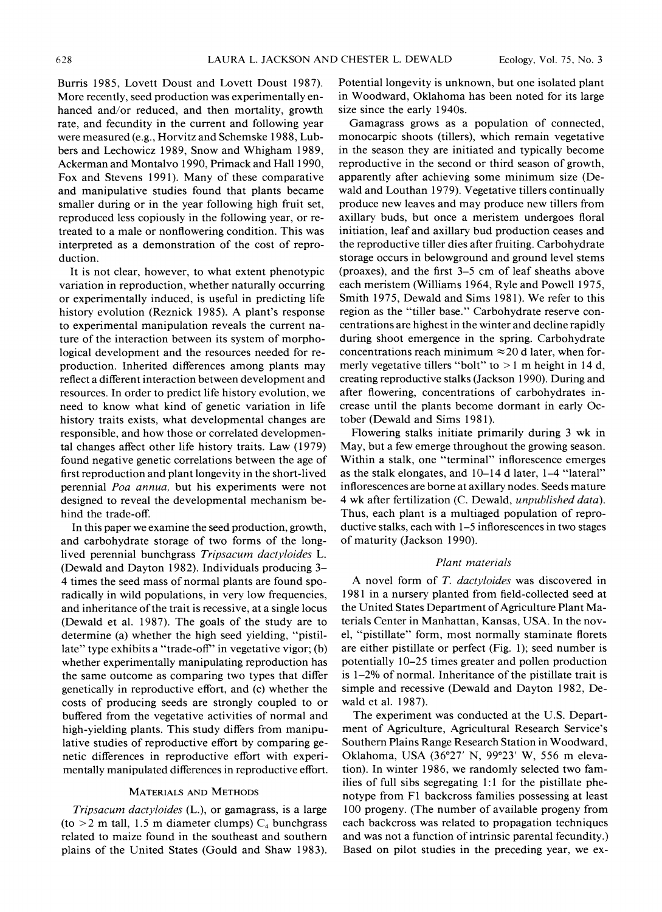Burris 1985, Lovett Doust and Lovett Doust 1987). More recently, seed production was experimentally enhanced and/or reduced, and then mortality, growth rate, and fecundity in the current and following year were measured (e.g., Horvitz and Schemske 1988, Lubbers and Lechowicz 1989, Snow and Whigham 1989, Ackerman and Montalvo 1990, Primack and Hall 1990, Fox and Stevens 1991). Many of these comparative and manipulative studies found that plants became smaller during or in the year following high fruit set, reproduced less copiously in the following year, or retreated to a male or nonflowering condition. This was interpreted as a demonstration of the cost of reproduction.

It is not clear, however, to what extent phenotypic variation in reproduction, whether naturally occurring or experimentally induced, is useful in predicting life history evolution (Reznick 1985). A plant's response to experimental manipulation reveals the current nature of the interaction between its system of morphological development and the resources needed for reproduction. Inherited differences among plants may reflect a different interaction between development and resources. In order to predict life history evolution, we need to know what kind of genetic variation in life history traits exists, what developmental changes are responsible, and how those or correlated developmental changes affect other life history traits. Law (1979) found negative genetic correlations between the age of first reproduction and plant longevity in the short-lived perennial *Poa annua*, but his experiments were not designed to reveal the developmental mechanism behind the trade-off.

In this paper we examine the seed production, growth, and carbohydrate storage of two forms of the long-lived perennial bunchgrass *Tripsacum dactyloides* L. (Dewald and Dayton 1982). Individuals producing 3–4 times the seed mass of normal plants are found sporadically in wild populations, in very low frequencies, and inheritance of the trait is recessive, at a single locus (Dewald et al. 1987). The goals of the study are to determine (a) whether the high seed yielding, "pistillate" type exhibits a "trade-off" in vegetative vigor; (b) whether experimentally manipulating reproduction has the same outcome as comparing two types that differ genetically in reproductive effort, and (c) whether the costs of producing seeds are strongly coupled to or buffered from the vegetative activities of normal and high-yielding plants. This study differs from manipulative studies of reproductive effort by comparing genetic differences in reproductive effort with experimentally manipulated differences in reproductive effort.

## Materials and Methods

*Tripsacum dactyloides* (L.), or gamagrass, is a large (to >2 m tall, 1.5 m diameter clumps) $C_4$ bunchgrass related to maize found in the southeast and southern plains of the United States (Gould and Shaw 1983). Potential longevity is unknown, but one isolated plant in Woodward, Oklahoma has been noted for its large size since the early 1940s.

Gamagrass grows as a population of connected, monocarpic shoots (tillers), which remain vegetative in the season they are initiated and typically become reproductive in the second or third season of growth, apparently after achieving some minimum size (Dewald and Louthan 1979). Vegetative tillers continually produce new leaves and may produce new tillers from axillary buds, but once a meristem undergoes floral initiation, leaf and axillary bud production ceases and the reproductive tiller dies after fruiting. Carbohydrate storage occurs in belowground and ground level stems (proaxes), and the first 3–5 cm of leaf sheaths above each meristem (Williams 1964, Ryle and Powell 1975, Smith 1975, Dewald and Sims 1981). We refer to this region as the "tiller base." Carbohydrate reserve concentrations are highest in the winter and decline rapidly during shoot emergence in the spring. Carbohydrate concentrations reach minimum ≈20 d later, when formerly vegetative tillers "bolt" to >1 m height in 14 d, creating reproductive stalks (Jackson 1990). During and after flowering, concentrations of carbohydrates increase until the plants become dormant in early October (Dewald and Sims 1981).

Flowering stalks initiate primarily during 3 wk in May, but a few emerge throughout the growing season. Within a stalk, one "terminal" inflorescence emerges as the stalk elongates, and 10–14 d later, 1–4 "lateral" inflorescences are borne at axillary nodes. Seeds mature 4 wk after fertilization (C. Dewald, *unpublished data*). Thus, each plant is a multiaged population of reproductive stalks, each with 1–5 inflorescences in two stages of maturity (Jackson 1990).

### *Plant materials*

A novel form of *T. dactyloides* was discovered in 1981 in a nursery planted from field-collected seed at the United States Department of Agriculture Plant Materials Center in Manhattan, Kansas, USA. In the novel, "pistillate" form, most normally staminate florets are either pistillate or perfect (Fig. 1); seed number is potentially 10–25 times greater and pollen production is 1–2% of normal. Inheritance of the pistillate trait is simple and recessive (Dewald and Dayton 1982, Dewald et al. 1987).

The experiment was conducted at the U.S. Department of Agriculture, Agricultural Research Service's Southern Plains Range Research Station in Woodward, Oklahoma, USA (36°27′ N, 99°23′ W, 556 m elevation). In winter 1986, we randomly selected two families of full sibs segregating 1:1 for the pistillate phenotype from F1 backcross families possessing at least 100 progeny. (The number of available progeny from each backcross was related to propagation techniques and was not a function of intrinsic parental fecundity.) Based on pilot studies in the preceding year, we ex-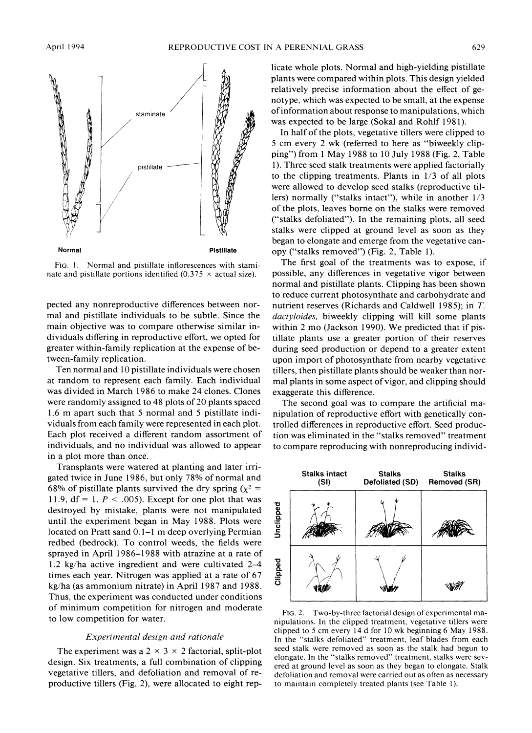FIG. 1. Normal and pistillate inflorescences with staminate and pistillate portions identified (0.375 × actual size).

pected any nonreproductive differences between normal and pistillate individuals to be subtle. Since the main objective was to compare otherwise similar individuals differing in reproductive effort, we opted for greater within-family replication at the expense of between-family replication.

Ten normal and 10 pistillate individuals were chosen at random to represent each family. Each individual was divided in March 1986 to make 24 clones. Clones were randomly assigned to 48 plots of 20 plants spaced 1.6 m apart such that 5 normal and 5 pistillate individuals from each family were represented in each plot. Each plot received a different random assortment of individuals, and no individual was allowed to appear in a plot more than once.

Transplants were watered at planting and later irrigated twice in June 1986, but only 78% of normal and 68% of pistillate plants survived the dry spring ($\chi^2 = 11.9$, df = 1, $P < .005$). Except for one plot that was destroyed by mistake, plants were not manipulated until the experiment began in May 1988. Plots were located on Pratt sand 0.1–1 m deep overlying Permian redbed (bedrock). To control weeds, the fields were sprayed in April 1986–1988 with atrazine at a rate of 1.2 kg/ha active ingredient and were cultivated 2–4 times each year. Nitrogen was applied at a rate of 67 kg/ha (as ammonium nitrate) in April 1987 and 1988. Thus, the experiment was conducted under conditions of minimum competition for nitrogen and moderate to low competition for water.

### *Experimental design and rationale*

The experiment was a 2 × 3 × 2 factorial, split-plot design. Six treatments, a full combination of clipping vegetative tillers, and defoliation and removal of reproductive tillers (Fig. 2), were allocated to eight replicate whole plots. Normal and high-yielding pistillate plants were compared within plots. This design yielded relatively precise information about the effect of genotype, which was expected to be small, at the expense of information about response to manipulations, which was expected to be large (Sokal and Rohlf 1981).

In half of the plots, vegetative tillers were clipped to 5 cm every 2 wk (referred to here as "biweekly clipping") from 1 May 1988 to 10 July 1988 (Fig. 2, Table 1). Three seed stalk treatments were applied factorially to the clipping treatments. Plants in 1/3 of all plots were allowed to develop seed stalks (reproductive tillers) normally ("stalks intact"), while in another 1/3 of the plots, leaves borne on the stalks were removed ("stalks defoliated"). In the remaining plots, all seed stalks were clipped at ground level as soon as they began to elongate and emerge from the vegetative canopy ("stalks removed") (Fig. 2, Table 1).

The first goal of the treatments was to expose, if possible, any differences in vegetative vigor between normal and pistillate plants. Clipping has been shown to reduce current photosynthate and carbohydrate and nutrient reserves (Richards and Caldwell 1985); in *T. dactyloides*, biweekly clipping will kill some plants within 2 mo (Jackson 1990). We predicted that if pistillate plants use a greater portion of their reserves during seed production or depend to a greater extent upon import of photosynthate from nearby vegetative tillers, then pistillate plants should be weaker than normal plants in some aspect of vigor, and clipping should exaggerate this difference.

The second goal was to compare the artificial manipulation of reproductive effort with genetically controlled differences in reproductive effort. Seed production was eliminated in the "stalks removed" treatment to compare reproducing with nonreproducing individ-

FIG. 2. Two-by-three factorial design of experimental manipulations. In the clipped treatment, vegetative tillers were clipped to 5 cm every 14 d for 10 wk beginning 6 May 1988. In the "stalks defoliated" treatment, leaf blades from each seed stalk were removed as soon as the stalk had begun to elongate. In the "stalks removed" treatment, stalks were severed at ground level as soon as they began to elongate. Stalk defoliation and removal were carried out as often as necessary to maintain completely treated plants (see Table 1).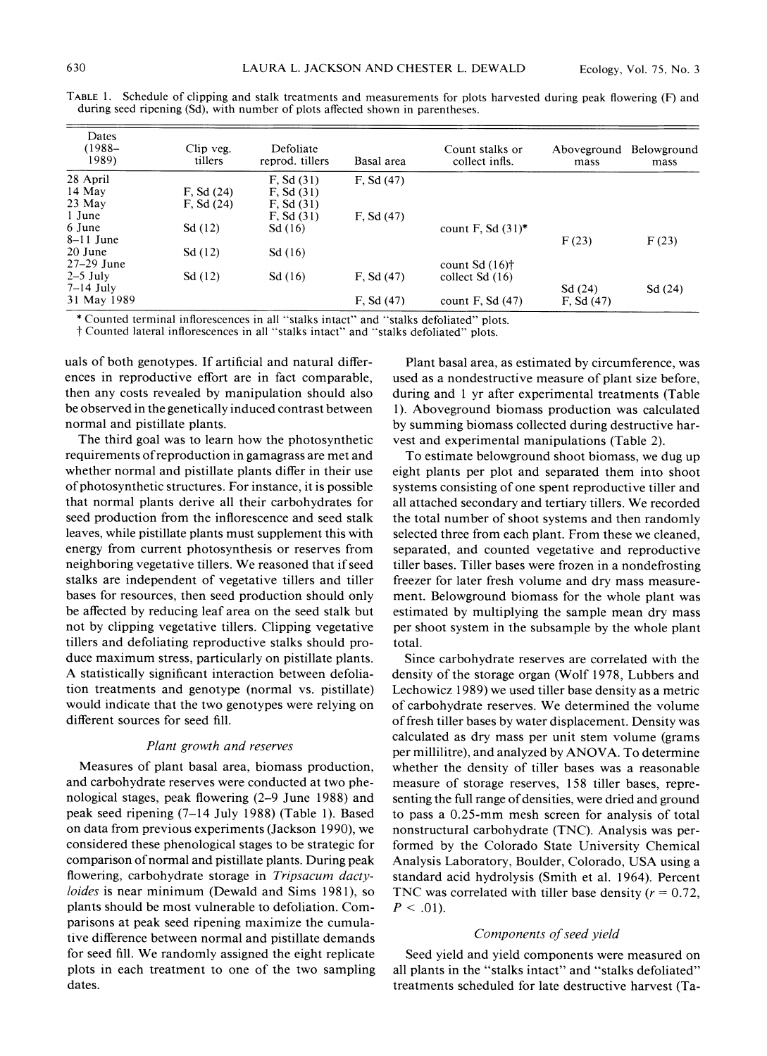TABLE 1. Schedule of clipping and stalk treatments and measurements for plots harvested during peak flowering (F) and during seed ripening (Sd), with number of plots affected shown in parentheses.

| Dates (1988–1989) | Clip veg. tillers | Defoliate reprod. tillers | Basal area | Count stalks or collect infls. | Aboveground mass | Belowground mass |
|---|---|---|---|---|---|---|
| 28 April | | F, Sd (31) | F, Sd (47) | | | |
| 14 May | F, Sd (24) | F, Sd (31) | | | | |
| 23 May | F, Sd (24) | F, Sd (31) | | | | |
| 1 June | | F, Sd (31) | F, Sd (47) | | | |
| 6 June | Sd (12) | Sd (16) | | count F, Sd (31)* | | |
| 8–11 June | | | | | F (23) | F (23) |
| 20 June | Sd (12) | Sd (16) | | | | |
| 27–29 June | | | | count Sd (16)† | | |
| 2–5 July | Sd (12) | Sd (16) | F, Sd (47) | collect Sd (16) | | |
| 7–14 July | | | | | Sd (24) | Sd (24) |
| 31 May 1989 | | | F, Sd (47) | count F, Sd (47) | F, Sd (47) | |

\* Counted terminal inflorescences in all "stalks intact" and "stalks defoliated" plots.
† Counted lateral inflorescences in all "stalks intact" and "stalks defoliated" plots.

uals of both genotypes. If artificial and natural differences in reproductive effort are in fact comparable, then any costs revealed by manipulation should also be observed in the genetically induced contrast between normal and pistillate plants.

The third goal was to learn how the photosynthetic requirements of reproduction in gamagrass are met and whether normal and pistillate plants differ in their use of photosynthetic structures. For instance, it is possible that normal plants derive all their carbohydrates for seed production from the inflorescence and seed stalk leaves, while pistillate plants must supplement this with energy from current photosynthesis or reserves from neighboring vegetative tillers. We reasoned that if seed stalks are independent of vegetative tillers and tiller bases for resources, then seed production should only be affected by reducing leaf area on the seed stalk but not by clipping vegetative tillers. Clipping vegetative tillers and defoliating reproductive stalks should produce maximum stress, particularly on pistillate plants. A statistically significant interaction between defoliation treatments and genotype (normal vs. pistillate) would indicate that the two genotypes were relying on different sources for seed fill.

### *Plant growth and reserves*

Measures of plant basal area, biomass production, and carbohydrate reserves were conducted at two phenological stages, peak flowering (2–9 June 1988) and peak seed ripening (7–14 July 1988) (Table 1). Based on data from previous experiments (Jackson 1990), we considered these phenological stages to be strategic for comparison of normal and pistillate plants. During peak flowering, carbohydrate storage in *Tripsacum dactyloides* is near minimum (Dewald and Sims 1981), so plants should be most vulnerable to defoliation. Comparisons at peak seed ripening maximize the cumulative difference between normal and pistillate demands for seed fill. We randomly assigned the eight replicate plots in each treatment to one of the two sampling dates.

Plant basal area, as estimated by circumference, was used as a nondestructive measure of plant size before, during and 1 yr after experimental treatments (Table 1). Aboveground biomass production was calculated by summing biomass collected during destructive harvest and experimental manipulations (Table 2).

To estimate belowground shoot biomass, we dug up eight plants per plot and separated them into shoot systems consisting of one spent reproductive tiller and all attached secondary and tertiary tillers. We recorded the total number of shoot systems and then randomly selected three from each plant. From these we cleaned, separated, and counted vegetative and reproductive tiller bases. Tiller bases were frozen in a nondefrosting freezer for later fresh volume and dry mass measurement. Belowground biomass for the whole plant was estimated by multiplying the sample mean dry mass per shoot system in the subsample by the whole plant total.

Since carbohydrate reserves are correlated with the density of the storage organ (Wolf 1978, Lubbers and Lechowicz 1989) we used tiller base density as a metric of carbohydrate reserves. We determined the volume of fresh tiller bases by water displacement. Density was calculated as dry mass per unit stem volume (grams per millilitre), and analyzed by ANOVA. To determine whether the density of tiller bases was a reasonable measure of storage reserves, 158 tiller bases, representing the full range of densities, were dried and ground to pass a 0.25-mm mesh screen for analysis of total nonstructural carbohydrate (TNC). Analysis was performed by the Colorado State University Chemical Analysis Laboratory, Boulder, Colorado, USA using a standard acid hydrolysis (Smith et al. 1964). Percent TNC was correlated with tiller base density ($r = 0.72$, $P < .01$).

### *Components of seed yield*

Seed yield and yield components were measured on all plants in the "stalks intact" and "stalks defoliated" treatments scheduled for late destructive harvest (Ta-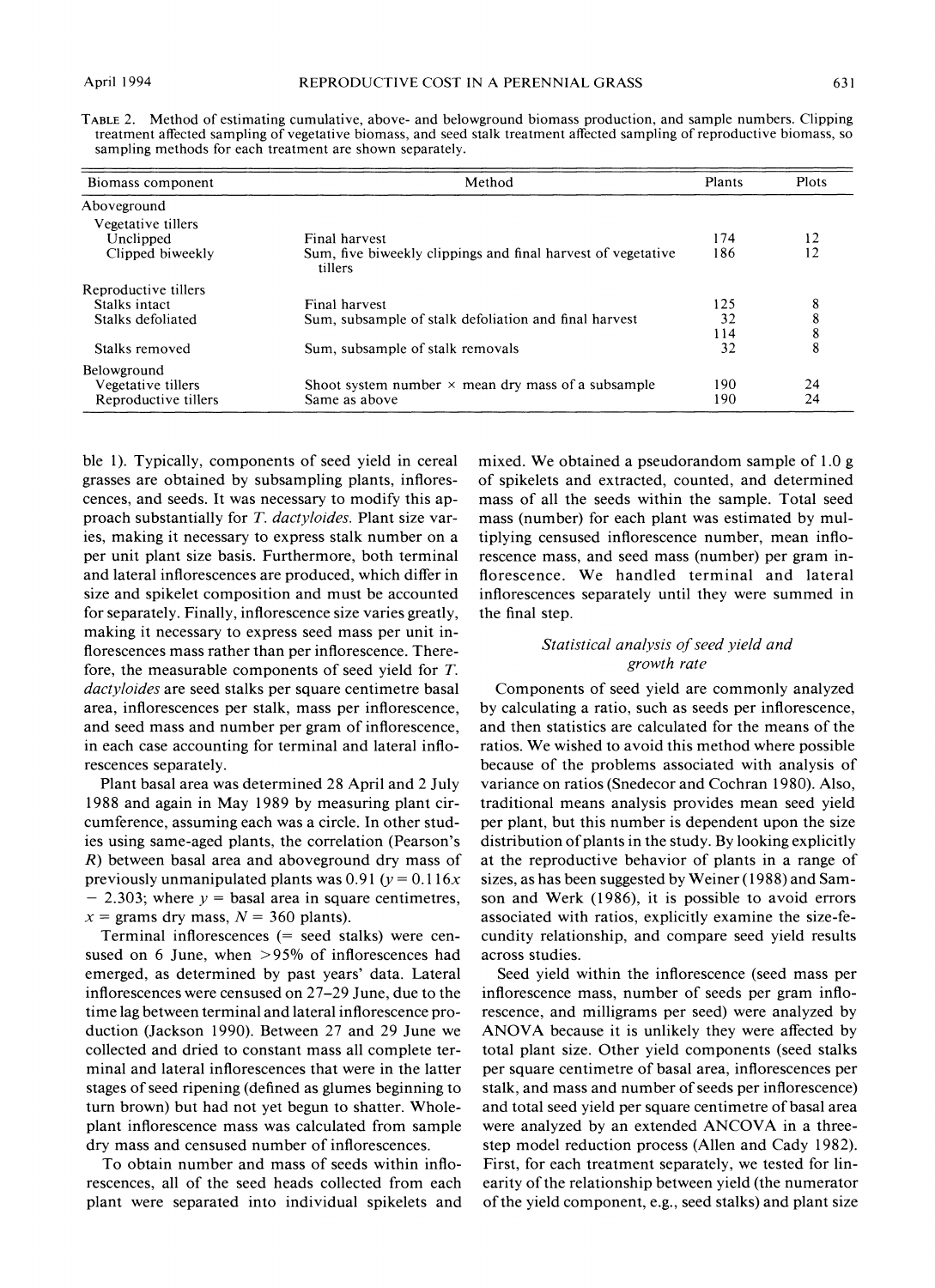TABLE 2. Method of estimating cumulative, above- and belowground biomass production, and sample numbers. Clipping treatment affected sampling of vegetative biomass, and seed stalk treatment affected sampling of reproductive biomass, so sampling methods for each treatment are shown separately.

| Biomass component | Method | Plants | Plots |
|---|---|---|---|
| Aboveground | | | |
| Vegetative tillers | | | |
| Unclipped | Final harvest | 174 | 12 |
| Clipped biweekly | Sum, five biweekly clippings and final harvest of vegetative tillers | 186 | 12 |
| Reproductive tillers | | | |
| Stalks intact | Final harvest | 125 | 8 |
| Stalks defoliated | Sum, subsample of stalk defoliation and final harvest | 32 | 8 |
| | | 114 | 8 |
| Stalks removed | Sum, subsample of stalk removals | 32 | 8 |
| Belowground | | | |
| Vegetative tillers | Shoot system number × mean dry mass of a subsample | 190 | 24 |
| Reproductive tillers | Same as above | 190 | 24 |

ble 1). Typically, components of seed yield in cereal grasses are obtained by subsampling plants, inflorescences, and seeds. It was necessary to modify this approach substantially for *T. dactyloides*. Plant size varies, making it necessary to express stalk number on a per unit plant size basis. Furthermore, both terminal and lateral inflorescences are produced, which differ in size and spikelet composition and must be accounted for separately. Finally, inflorescence size varies greatly, making it necessary to express seed mass per unit inflorescences mass rather than per inflorescence. Therefore, the measurable components of seed yield for *T. dactyloides* are seed stalks per square centimetre basal area, inflorescences per stalk, mass per inflorescence, and seed mass and number per gram of inflorescence, in each case accounting for terminal and lateral inflorescences separately.

Plant basal area was determined 28 April and 2 July 1988 and again in May 1989 by measuring plant circumference, assuming each was a circle. In other studies using same-aged plants, the correlation (Pearson's $R$) between basal area and aboveground dry mass of previously unmanipulated plants was 0.91 ($y = 0.116x - 2.303$; where $y$ = basal area in square centimetres, $x$ = grams dry mass, $N = 360$ plants).

Terminal inflorescences (= seed stalks) were censused on 6 June, when >95% of inflorescences had emerged, as determined by past years' data. Lateral inflorescences were censused on 27–29 June, due to the time lag between terminal and lateral inflorescence production (Jackson 1990). Between 27 and 29 June we collected and dried to constant mass all complete terminal and lateral inflorescences that were in the latter stages of seed ripening (defined as glumes beginning to turn brown) but had not yet begun to shatter. Whole-plant inflorescence mass was calculated from sample dry mass and censused number of inflorescences.

To obtain number and mass of seeds within inflorescences, all of the seed heads collected from each plant were separated into individual spikelets and mixed. We obtained a pseudorandom sample of 1.0 g of spikelets and extracted, counted, and determined mass of all the seeds within the sample. Total seed mass (number) for each plant was estimated by multiplying censused inflorescence number, mean inflorescence mass, and seed mass (number) per gram inflorescence. We handled terminal and lateral inflorescences separately until they were summed in the final step.

### *Statistical analysis of seed yield and growth rate*

Components of seed yield are commonly analyzed by calculating a ratio, such as seeds per inflorescence, and then statistics are calculated for the means of the ratios. We wished to avoid this method where possible because of the problems associated with analysis of variance on ratios (Snedecor and Cochran 1980). Also, traditional means analysis provides mean seed yield per plant, but this number is dependent upon the size distribution of plants in the study. By looking explicitly at the reproductive behavior of plants in a range of sizes, as has been suggested by Weiner (1988) and Samson and Werk (1986), it is possible to avoid errors associated with ratios, explicitly examine the size-fecundity relationship, and compare seed yield results across studies.

Seed yield within the inflorescence (seed mass per inflorescence mass, number of seeds per gram inflorescence, and milligrams per seed) were analyzed by ANOVA because it is unlikely they were affected by total plant size. Other yield components (seed stalks per square centimetre of basal area, inflorescences per stalk, and mass and number of seeds per inflorescence) and total seed yield per square centimetre of basal area were analyzed by an extended ANCOVA in a three-step model reduction process (Allen and Cady 1982). First, for each treatment separately, we tested for linearity of the relationship between yield (the numerator of the yield component, e.g., seed stalks) and plant size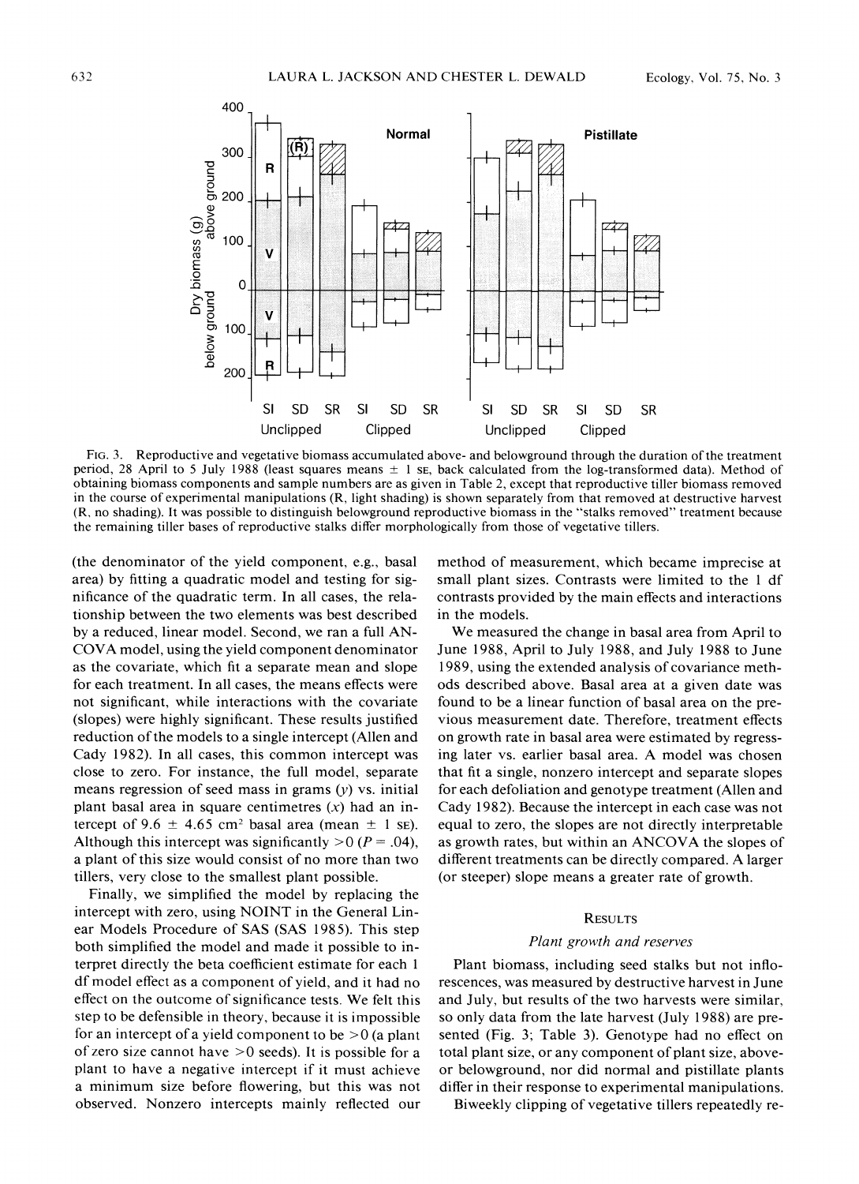FIG. 3. Reproductive and vegetative biomass accumulated above- and belowground through the duration of the treatment period, 28 April to 5 July 1988 (least squares means ± 1 SE, back calculated from the log-transformed data). Method of obtaining biomass components and sample numbers are as given in Table 2, except that reproductive tiller biomass removed in the course of experimental manipulations (R, light shading) is shown separately from that removed at destructive harvest (R, no shading). It was possible to distinguish belowground reproductive biomass in the "stalks removed" treatment because the remaining tiller bases of reproductive stalks differ morphologically from those of vegetative tillers.

(the denominator of the yield component, e.g., basal area) by fitting a quadratic model and testing for significance of the quadratic term. In all cases, the relationship between the two elements was best described by a reduced, linear model. Second, we ran a full ANCOVA model, using the yield component denominator as the covariate, which fit a separate mean and slope for each treatment. In all cases, the means effects were not significant, while interactions with the covariate (slopes) were highly significant. These results justified reduction of the models to a single intercept (Allen and Cady 1982). In all cases, this common intercept was close to zero. For instance, the full model, separate means regression of seed mass in grams ($y$) vs. initial plant basal area in square centimetres ($x$) had an intercept of 9.6 ± 4.65 $cm^2$ basal area (mean ± 1 SE). Although this intercept was significantly >0 ($P = .04$), a plant of this size would consist of no more than two tillers, very close to the smallest plant possible.

Finally, we simplified the model by replacing the intercept with zero, using NOINT in the General Linear Models Procedure of SAS (SAS 1985). This step both simplified the model and made it possible to interpret directly the beta coefficient estimate for each 1 df model effect as a component of yield, and it had no effect on the outcome of significance tests. We felt this step to be defensible in theory, because it is impossible for an intercept of a yield component to be >0 (a plant of zero size cannot have >0 seeds). It is possible for a plant to have a negative intercept if it must achieve a minimum size before flowering, but this was not observed. Nonzero intercepts mainly reflected our method of measurement, which became imprecise at small plant sizes. Contrasts were limited to the 1 df contrasts provided by the main effects and interactions in the models.

We measured the change in basal area from April to June 1988, April to July 1988, and July 1988 to June 1989, using the extended analysis of covariance methods described above. Basal area at a given date was found to be a linear function of basal area on the previous measurement date. Therefore, treatment effects on growth rate in basal area were estimated by regressing later vs. earlier basal area. A model was chosen that fit a single, nonzero intercept and separate slopes for each defoliation and genotype treatment (Allen and Cady 1982). Because the intercept in each case was not equal to zero, the slopes are not directly interpretable as growth rates, but within an ANCOVA the slopes of different treatments can be directly compared. A larger (or steeper) slope means a greater rate of growth.

## RESULTS

### *Plant growth and reserves*

Plant biomass, including seed stalks but not inflorescences, was measured by destructive harvest in June and July, but results of the two harvests were similar, so only data from the late harvest (July 1988) are presented (Fig. 3; Table 3). Genotype had no effect on total plant size, or any component of plant size, above- or belowground, nor did normal and pistillate plants differ in their response to experimental manipulations.

Biweekly clipping of vegetative tillers repeatedly re-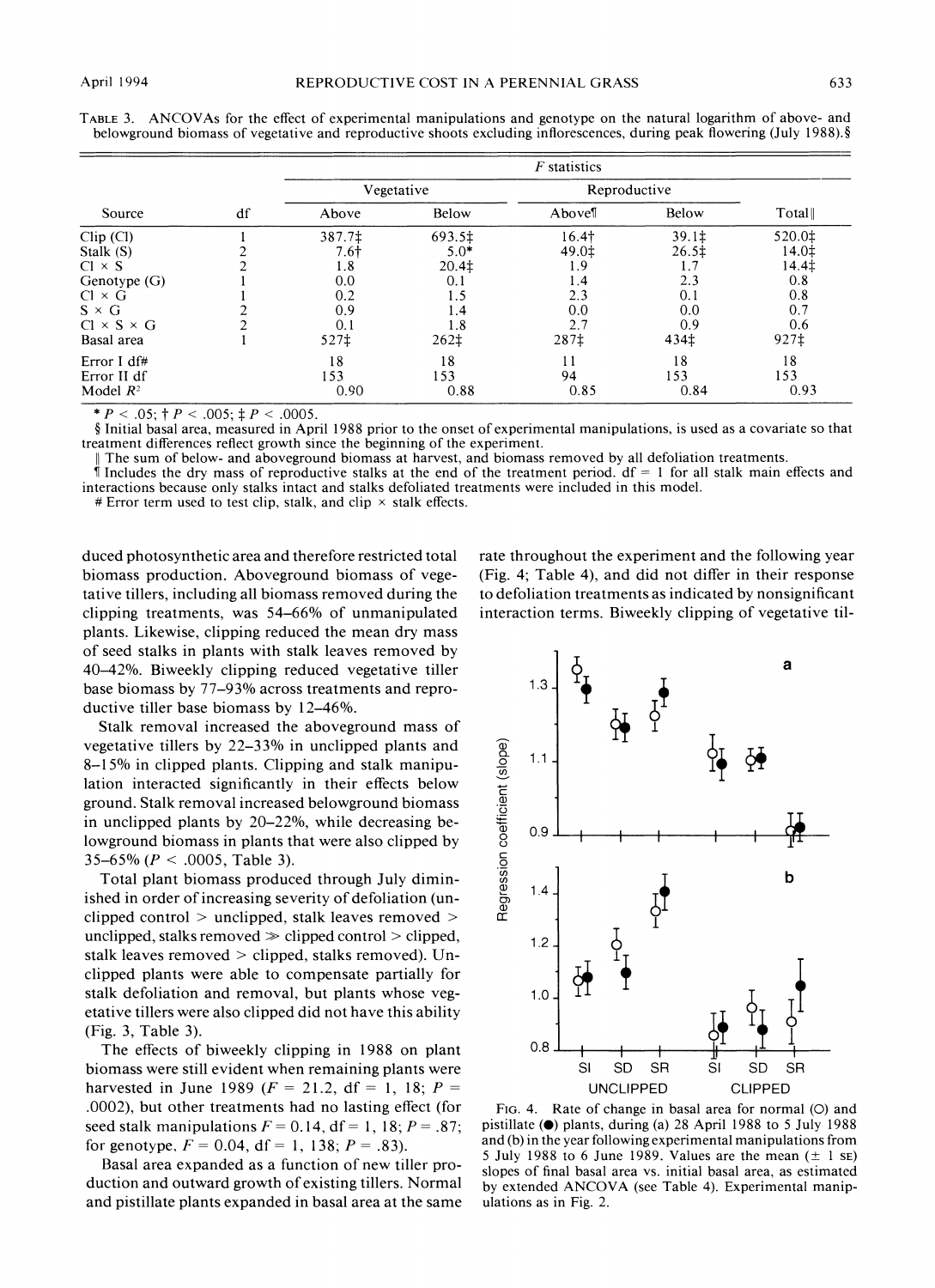TABLE 3. ANCOVAs for the effect of experimental manipulations and genotype on the natural logarithm of above- and belowground biomass of vegetative and reproductive shoots excluding inflorescences, during peak flowering (July 1988).§

| Source | df | *F* statistics | | | | |
|---|---|---|---|---|---|---|
| | | Vegetative | | Reproductive | | |
| | | Above | Below | Above¶ | Below | Total‖ |
| Clip (Cl) | 1 | 387.7‡ | 693.5‡ | 16.4† | 39.1‡ | 520.0‡ |
| Stalk (S) | 2 | 7.6† | 5.0* | 49.0‡ | 26.5‡ | 14.0‡ |
| Cl × S | 2 | 1.8 | 20.4‡ | 1.9 | 1.7 | 14.4‡ |
| Genotype (G) | 1 | 0.0 | 0.1 | 1.4 | 2.3 | 0.8 |
| Cl × G | 1 | 0.2 | 1.5 | 2.3 | 0.1 | 0.8 |
| S × G | 2 | 0.9 | 1.4 | 0.0 | 0.0 | 0.7 |
| Cl × S × G | 2 | 0.1 | 1.8 | 2.7 | 0.9 | 0.6 |
| Basal area | 1 | 527‡ | 262‡ | 287‡ | 434‡ | 927‡ |
| Error I df# | | 18 | 18 | 11 | 18 | 18 |
| Error II df | | 153 | 153 | 94 | 153 | 153 |
| Model $R^2$ | | 0.90 | 0.88 | 0.85 | 0.84 | 0.93 |

\* $P < .05$; † $P < .005$; ‡ $P < .0005$.

§ Initial basal area, measured in April 1988 prior to the onset of experimental manipulations, is used as a covariate so that treatment differences reflect growth since the beginning of the experiment.

‖ The sum of below- and aboveground biomass at harvest, and biomass removed by all defoliation treatments.

¶ Includes the dry mass of reproductive stalks at the end of the treatment period. df = 1 for all stalk main effects and interactions because only stalks intact and stalks defoliated treatments were included in this model.

\# Error term used to test clip, stalk, and clip × stalk effects.

duced photosynthetic area and therefore restricted total biomass production. Aboveground biomass of vegetative tillers, including all biomass removed during the clipping treatments, was 54–66% of unmanipulated plants. Likewise, clipping reduced the mean dry mass of seed stalks in plants with stalk leaves removed by 40–42%. Biweekly clipping reduced vegetative tiller base biomass by 77–93% across treatments and reproductive tiller base biomass by 12–46%.

Stalk removal increased the aboveground mass of vegetative tillers by 22–33% in unclipped plants and 8–15% in clipped plants. Clipping and stalk manipulation interacted significantly in their effects below ground. Stalk removal increased belowground biomass in unclipped plants by 20–22%, while decreasing belowground biomass in plants that were also clipped by 35–65% ($P < .0005$, Table 3).

Total plant biomass produced through July diminished in order of increasing severity of defoliation (unclipped control > unclipped, stalk leaves removed > unclipped, stalks removed ≫ clipped control > clipped, stalk leaves removed > clipped, stalks removed). Unclipped plants were able to compensate partially for stalk defoliation and removal, but plants whose vegetative tillers were also clipped did not have this ability (Fig. 3, Table 3).

The effects of biweekly clipping in 1988 on plant biomass were still evident when remaining plants were harvested in June 1989 ($F = 21.2$, df = 1, 18; $P = .0002$), but other treatments had no lasting effect (for seed stalk manipulations $F = 0.14$, df = 1, 18; $P = .87$; for genotype, $F = 0.04$, df = 1, 138; $P = .83$).

Basal area expanded as a function of new tiller production and outward growth of existing tillers. Normal and pistillate plants expanded in basal area at the same rate throughout the experiment and the following year (Fig. 4; Table 4), and did not differ in their response to defoliation treatments as indicated by nonsignificant interaction terms. Biweekly clipping of vegetative til-

FIG. 4. Rate of change in basal area for normal (○) and pistillate (●) plants, during (a) 28 April 1988 to 5 July 1988 and (b) in the year following experimental manipulations from 5 July 1988 to 6 June 1989. Values are the mean (± 1 SE) slopes of final basal area vs. initial basal area, as estimated by extended ANCOVA (see Table 4). Experimental manipulations as in Fig. 2.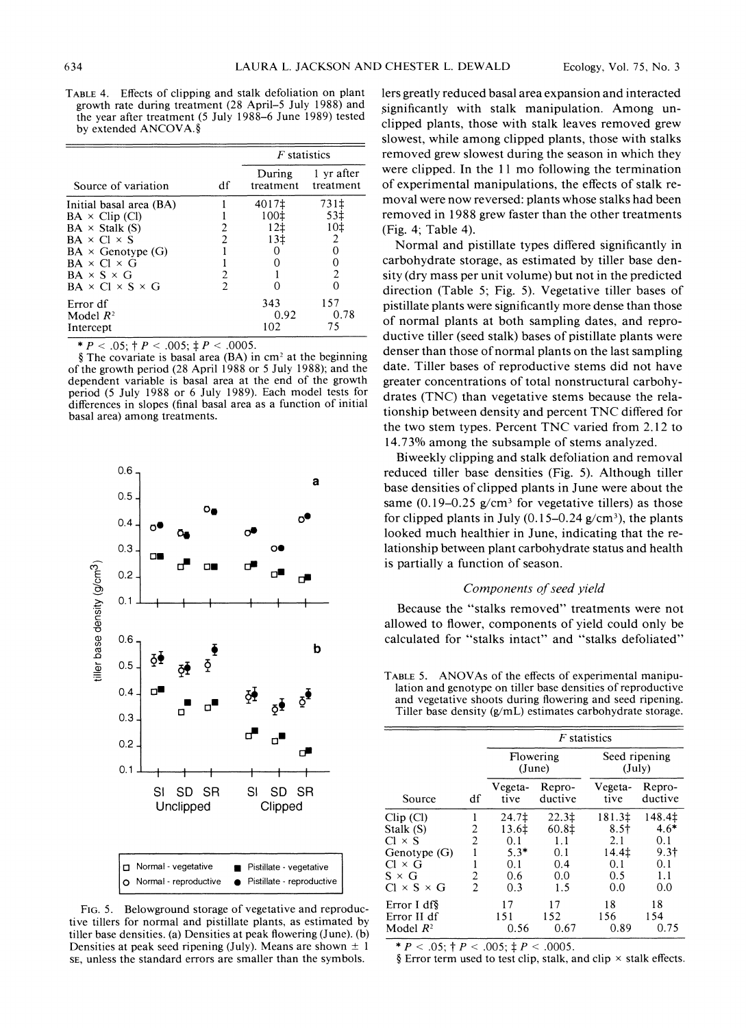TABLE 4. Effects of clipping and stalk defoliation on plant growth rate during treatment (28 April–5 July 1988) and the year after treatment (5 July 1988–6 June 1989) tested by extended ANCOVA.§

| Source of variation | df | F statistics | |
|---|---|---|---|
| | | During treatment | 1 yr after treatment |
| Initial basal area (BA) | 1 | 4017‡ | 731‡ |
| BA × Clip (Cl) | 1 | 100‡ | 53‡ |
| BA × Stalk (S) | 2 | 12‡ | 10‡ |
| BA × Cl × S | 2 | 13‡ | 2 |
| BA × Genotype (G) | 1 | 0 | 0 |
| BA × Cl × G | 1 | 0 | 0 |
| BA × S × G | 2 | 1 | 2 |
| BA × Cl × S × G | 2 | 0 | 0 |
| Error df | | 343 | 157 |
| Model $R^2$ | | 0.92 | 0.78 |
| Intercept | | 102 | 75 |

* $P < .05$; † $P < .005$; ‡ $P < .0005$.

§ The covariate is basal area (BA) in $cm^2$ at the beginning of the growth period (28 April 1988 or 5 July 1988); and the dependent variable is basal area at the end of the growth period (5 July 1988 or 6 July 1989). Each model tests for differences in slopes (final basal area as a function of initial basal area) among treatments.

FIG. 5. Belowground storage of vegetative and reproductive tillers for normal and pistillate plants, as estimated by tiller base densities. (a) Densities at peak flowering (June). (b) Densities at peak seed ripening (July). Means are shown ± 1 SE, unless the standard errors are smaller than the symbols.

lers greatly reduced basal area expansion and interacted significantly with stalk manipulation. Among unclipped plants, those with stalk leaves removed grew slowest, while among clipped plants, those with stalks removed grew slowest during the season in which they were clipped. In the 11 mo following the termination of experimental manipulations, the effects of stalk removal were now reversed: plants whose stalks had been removed in 1988 grew faster than the other treatments (Fig. 4; Table 4).

Normal and pistillate types differed significantly in carbohydrate storage, as estimated by tiller base density (dry mass per unit volume) but not in the predicted direction (Table 5; Fig. 5). Vegetative tiller bases of pistillate plants were significantly more dense than those of normal plants at both sampling dates, and reproductive tiller (seed stalk) bases of pistillate plants were denser than those of normal plants on the last sampling date. Tiller bases of reproductive stems did not have greater concentrations of total nonstructural carbohydrates (TNC) than vegetative stems because the relationship between density and percent TNC differed for the two stem types. Percent TNC varied from 2.12 to 14.73% among the subsample of stems analyzed.

Biweekly clipping and stalk defoliation and removal reduced tiller base densities (Fig. 5). Although tiller base densities of clipped plants in June were about the same (0.19–0.25 g/$cm^3$ for vegetative tillers) as those for clipped plants in July (0.15–0.24 g/$cm^3$), the plants looked much healthier in June, indicating that the relationship between plant carbohydrate status and health is partially a function of season.

### *Components of seed yield*

Because the "stalks removed" treatments were not allowed to flower, components of yield could only be calculated for "stalks intact" and "stalks defoliated"

TABLE 5. ANOVAs of the effects of experimental manipulation and genotype on tiller base densities of reproductive and vegetative shoots during flowering and seed ripening. Tiller base density (g/mL) estimates carbohydrate storage.

| Source | df | F statistics | | | |
|---|---|---|---|---|---|
| | | Flowering (June) | | Seed ripening (July) | |
| | | Vegetative | Reproductive | Vegetative | Reproductive |
| Clip (Cl) | 1 | 24.7‡ | 22.3‡ | 181.3‡ | 148.4‡ |
| Stalk (S) | 2 | 13.6‡ | 60.8‡ | 8.5† | 4.6* |
| Cl × S | 2 | 0.1 | 1.1 | 2.1 | 0.1 |
| Genotype (G) | 1 | 5.3* | 0.1 | 14.4‡ | 9.3† |
| Cl × G | 1 | 0.1 | 0.4 | 0.1 | 0.1 |
| S × G | 2 | 0.6 | 0.0 | 0.5 | 1.1 |
| Cl × S × G | 2 | 0.3 | 1.5 | 0.0 | 0.0 |
| Error I df§ | | 17 | 17 | 18 | 18 |
| Error II df | | 151 | 152 | 156 | 154 |
| Model $R^2$ | | 0.56 | 0.67 | 0.89 | 0.75 |

* $P < .05$; † $P < .005$; ‡ $P < .0005$.

§ Error term used to test clip, stalk, and clip × stalk effects.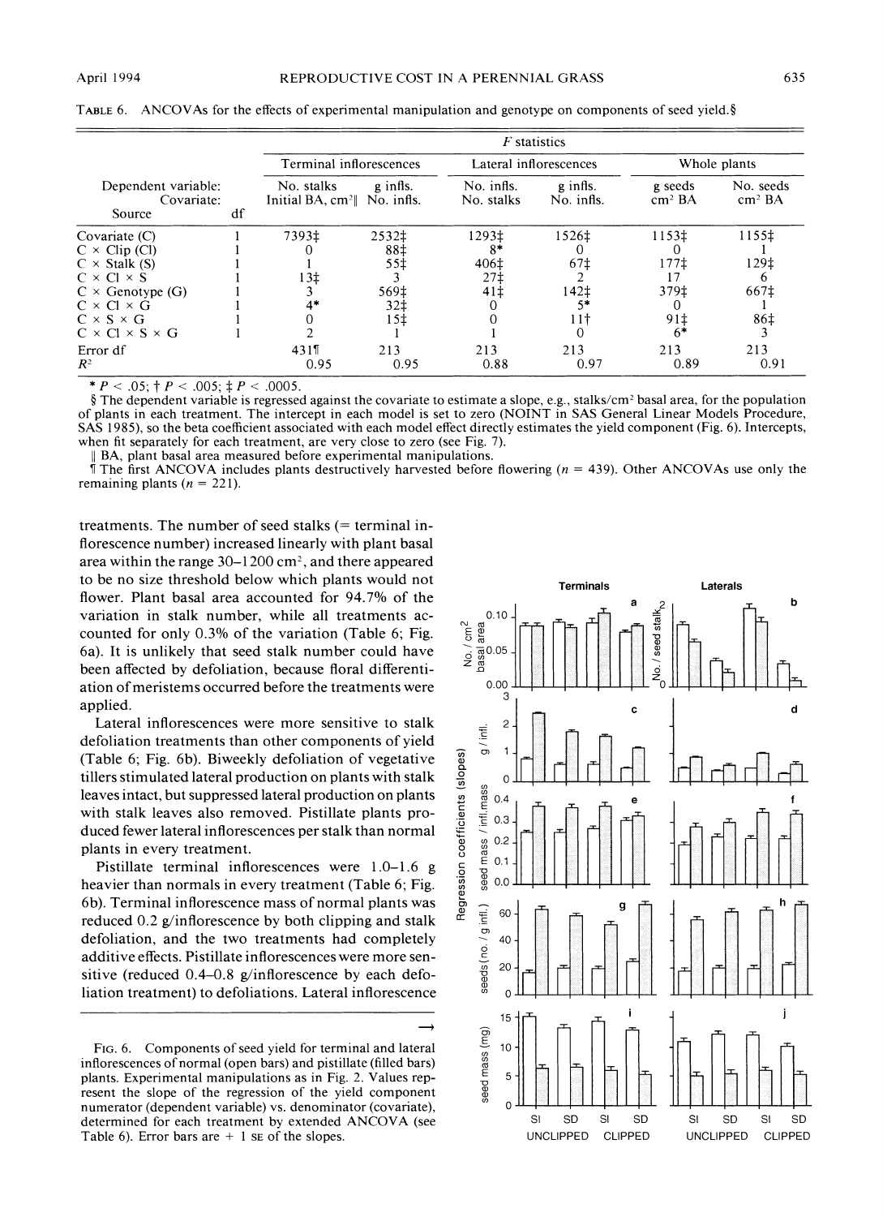TABLE 6. ANCOVAs for the effects of experimental manipulation and genotype on components of seed yield.§

| | | *F* statistics | | | | | |
|---|---|---|---|---|---|---|---|
| | | Terminal inflorescences | | Lateral inflorescences | | Whole plants | |
| Dependent variable: | | No. stalks | g infls. | No. infls. | g infls. | g seeds | No. seeds |
| Covariate: | | Initial BA, $cm^2$‖ | No. infls. | No. stalks | No. infls. | $cm^2$ BA | $cm^2$ BA |
| Source | df | | | | | | |
| Covariate (C) | 1 | 7393‡ | 2532‡ | 1293‡ | 1526‡ | 1153‡ | 1155‡ |
| C × Clip (Cl) | 1 | 0 | 88‡ | 8* | 0 | 0 | 1 |
| C × Stalk (S) | 1 | 1 | 55‡ | 406‡ | 67‡ | 177‡ | 129‡ |
| C × Cl × S | 1 | 13‡ | 3 | 27‡ | 2 | 17 | 6 |
| C × Genotype (G) | 1 | 3 | 569‡ | 41‡ | 142‡ | 379‡ | 667‡ |
| C × Cl × G | 1 | 4* | 32‡ | 0 | 5* | 0 | 1 |
| C × S × G | 1 | 0 | 15‡ | 0 | 11† | 0 | 1 |
| C × Cl × S × G | 1 | 2 | 1 | 1 | 0 | 91‡ | 86‡ |
| | | | | | | 6* | 3 |
| Error df | | 431¶ | 213 | 213 | 213 | 213 | 213 |
| $R^2$ | | 0.95 | 0.95 | 0.88 | 0.97 | 0.89 | 0.91 |

* $P < .05$; † $P < .005$; ‡ $P < .0005$.

§ The dependent variable is regressed against the covariate to estimate a slope, e.g., stalks/$cm^2$ basal area, for the population of plants in each treatment. The intercept in each model is set to zero (NOINT in SAS General Linear Models Procedure, SAS 1985), so the beta coefficient associated with each model effect directly estimates the yield component (Fig. 6). Intercepts, when fit separately for each treatment, are very close to zero (see Fig. 7).

‖ BA, plant basal area measured before experimental manipulations.

¶ The first ANCOVA includes plants destructively harvested before flowering ($n = 439$). Other ANCOVAs use only the remaining plants ($n = 221$).

treatments. The number of seed stalks (= terminal inflorescence number) increased linearly with plant basal area within the range 30–1200 $cm^2$, and there appeared to be no size threshold below which plants would not flower. Plant basal area accounted for 94.7% of the variation in stalk number, while all treatments accounted for only 0.3% of the variation (Table 6; Fig. 6a). It is unlikely that seed stalk number could have been affected by defoliation, because floral differentiation of meristems occurred before the treatments were applied.

Lateral inflorescences were more sensitive to stalk defoliation treatments than other components of yield (Table 6; Fig. 6b). Biweekly defoliation of vegetative tillers stimulated lateral production on plants with stalk leaves intact, but suppressed lateral production on plants with stalk leaves also removed. Pistillate plants produced fewer lateral inflorescences per stalk than normal plants in every treatment.

Pistillate terminal inflorescences were 1.0–1.6 g heavier than normals in every treatment (Table 6; Fig. 6b). Terminal inflorescence mass of normal plants was reduced 0.2 g/inflorescence by both clipping and stalk defoliation, and the two treatments had completely additive effects. Pistillate inflorescences were more sensitive (reduced 0.4–0.8 g/inflorescence by each defoliation treatment) to defoliations. Lateral inflorescence

FIG. 6. Components of seed yield for terminal and lateral inflorescences of normal (open bars) and pistillate (filled bars) plants. Experimental manipulations as in Fig. 2. Values represent the slope of the regression of the yield component numerator (dependent variable) vs. denominator (covariate), determined for each treatment by extended ANCOVA (see Table 6). Error bars are + 1 SE of the slopes.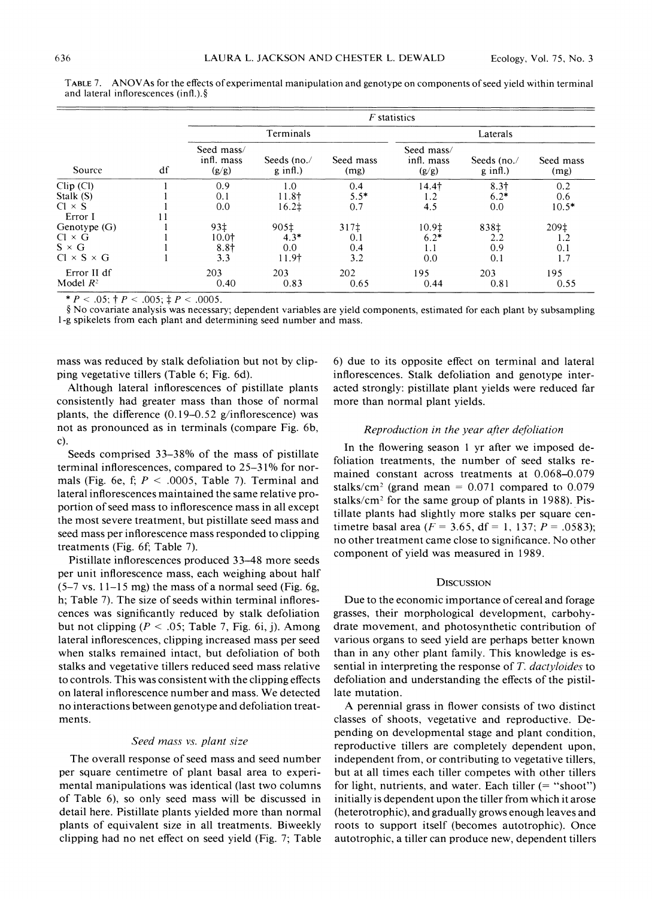TABLE 7. ANOVAs for the effects of experimental manipulation and genotype on components of seed yield within terminal and lateral inflorescences (infl.).§

| | | *F* statistics | | | | | |
|---|---|---|---|---|---|---|---|
| | | Terminals | | | Laterals | | |
| Source | df | Seed mass/ infl. mass (g/g) | Seeds (no./ g infl.) | Seed mass (mg) | Seed mass/ infl. mass (g/g) | Seeds (no./ g infl.) | Seed mass (mg) |
| Clip (Cl) | 1 | 0.9 | 1.0 | 0.4 | 14.4† | 8.3† | 0.2 |
| Stalk (S) | 1 | 0.1 | 11.8† | 5.5* | 1.2 | 6.2* | 0.6 |
| Cl × S | 1 | 0.0 | 16.2‡ | 0.7 | 4.5 | 0.0 | 10.5* |
| Error I | 11 | | | | | | |
| Genotype (G) | 1 | 93‡ | 905‡ | 317‡ | 10.9‡ | 838‡ | 209‡ |
| Cl × G | 1 | 10.0† | 4.3* | 0.1 | 6.2* | 2.2 | 1.2 |
| S × G | 1 | 8.8† | 0.0 | 0.4 | 1.1 | 0.9 | 0.1 |
| Cl × S × G | 1 | 3.3 | 11.9† | 3.2 | 0.0 | 0.1 | 1.7 |
| Error II df | | 203 | 203 | 202 | 195 | 203 | 195 |
| Model $R^2$ | | 0.40 | 0.83 | 0.65 | 0.44 | 0.81 | 0.55 |

* $P < .05$; † $P < .005$; ‡ $P < .0005$.

§ No covariate analysis was necessary; dependent variables are yield components, estimated for each plant by subsampling 1-g spikelets from each plant and determining seed number and mass.

mass was reduced by stalk defoliation but not by clipping vegetative tillers (Table 6; Fig. 6d).

Although lateral inflorescences of pistillate plants consistently had greater mass than those of normal plants, the difference (0.19–0.52 g/inflorescence) was not as pronounced as in terminals (compare Fig. 6b, c).

Seeds comprised 33–38% of the mass of pistillate terminal inflorescences, compared to 25–31% for normals (Fig. 6e, f; $P < .0005$, Table 7). Terminal and lateral inflorescences maintained the same relative proportion of seed mass to inflorescence mass in all except the most severe treatment, but pistillate seed mass and seed mass per inflorescence mass responded to clipping treatments (Fig. 6f; Table 7).

Pistillate inflorescences produced 33–48 more seeds per unit inflorescence mass, each weighing about half (5–7 vs. 11–15 mg) the mass of a normal seed (Fig. 6g, h; Table 7). The size of seeds within terminal inflorescences was significantly reduced by stalk defoliation but not clipping ($P < .05$; Table 7, Fig. 6i, j). Among lateral inflorescences, clipping increased mass per seed when stalks remained intact, but defoliation of both stalks and vegetative tillers reduced seed mass relative to controls. This was consistent with the clipping effects on lateral inflorescence number and mass. We detected no interactions between genotype and defoliation treatments.

### *Seed mass vs. plant size*

The overall response of seed mass and seed number per square centimetre of plant basal area to experimental manipulations was identical (last two columns of Table 6), so only seed mass will be discussed in detail here. Pistillate plants yielded more than normal plants of equivalent size in all treatments. Biweekly clipping had no net effect on seed yield (Fig. 7; Table 6) due to its opposite effect on terminal and lateral inflorescences. Stalk defoliation and genotype interacted strongly: pistillate plant yields were reduced far more than normal plant yields.

### *Reproduction in the year after defoliation*

In the flowering season 1 yr after we imposed defoliation treatments, the number of seed stalks remained constant across treatments at 0.068–0.079 stalks/cm$^2$ (grand mean = 0.071 compared to 0.079 stalks/cm$^2$ for the same group of plants in 1988). Pistillate plants had slightly more stalks per square centimetre basal area ($F = 3.65$, df = 1, 137; $P = .0583$); no other treatment came close to significance. No other component of yield was measured in 1989.

## DISCUSSION

Due to the economic importance of cereal and forage grasses, their morphological development, carbohydrate movement, and photosynthetic contribution of various organs to seed yield are perhaps better known than in any other plant family. This knowledge is essential in interpreting the response of *T. dactyloides* to defoliation and understanding the effects of the pistillate mutation.

A perennial grass in flower consists of two distinct classes of shoots, vegetative and reproductive. Depending on developmental stage and plant condition, reproductive tillers are completely dependent upon, independent from, or contributing to vegetative tillers, but at all times each tiller competes with other tillers for light, nutrients, and water. Each tiller (= "shoot") initially is dependent upon the tiller from which it arose (heterotrophic), and gradually grows enough leaves and roots to support itself (becomes autotrophic). Once autotrophic, a tiller can produce new, dependent tillers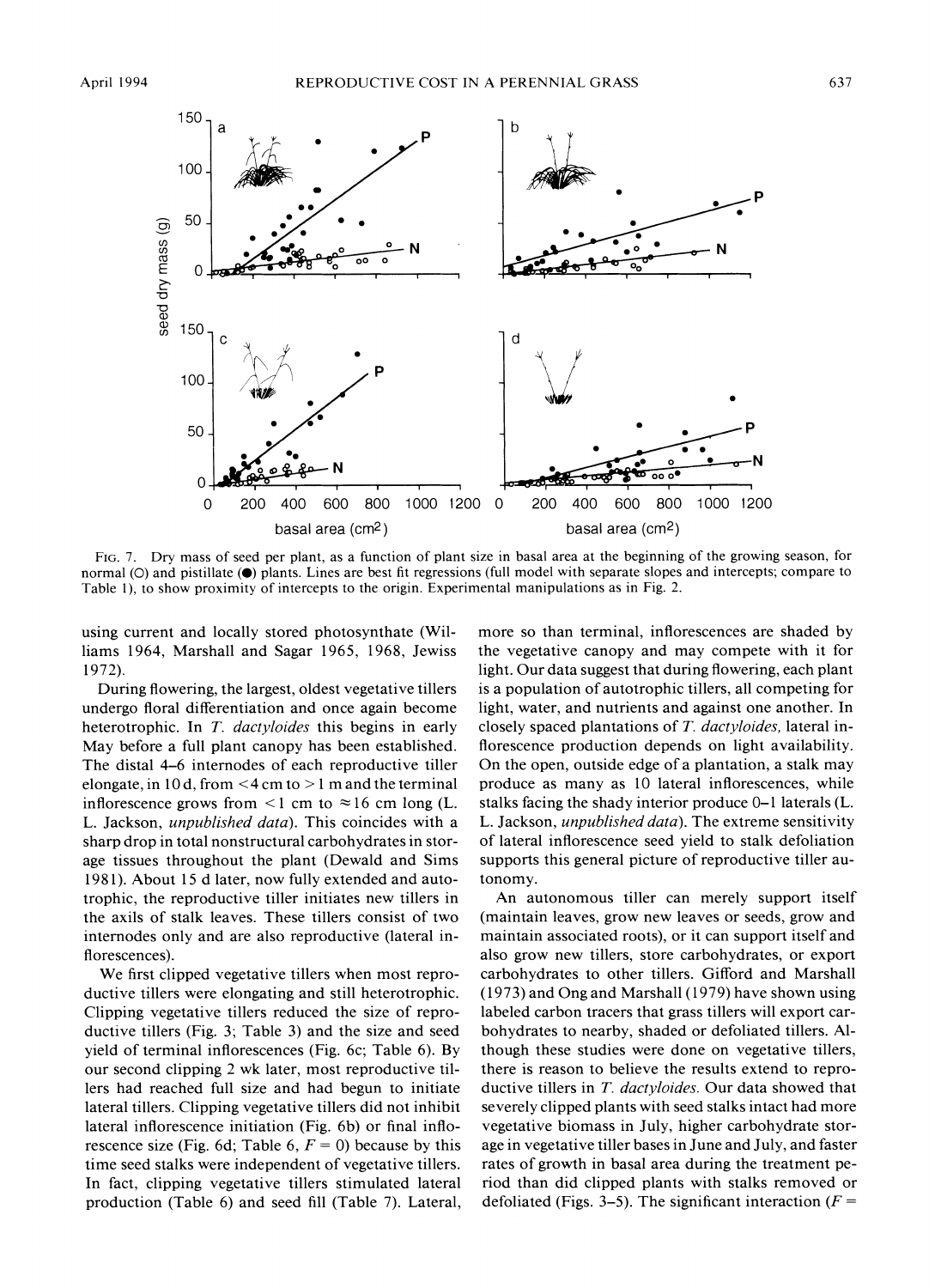FIG. 7. Dry mass of seed per plant, as a function of plant size in basal area at the beginning of the growing season, for normal (○) and pistillate (●) plants. Lines are best fit regressions (full model with separate slopes and intercepts; compare to Table 1), to show proximity of intercepts to the origin. Experimental manipulations as in Fig. 2.

using current and locally stored photosynthate (Williams 1964, Marshall and Sagar 1965, 1968, Jewiss 1972).

During flowering, the largest, oldest vegetative tillers undergo floral differentiation and once again become heterotrophic. In *T. dactyloides* this begins in early May before a full plant canopy has been established. The distal 4–6 internodes of each reproductive tiller elongate, in 10 d, from <4 cm to >1 m and the terminal inflorescence grows from <1 cm to ≈16 cm long (L. L. Jackson, *unpublished data*). This coincides with a sharp drop in total nonstructural carbohydrates in storage tissues throughout the plant (Dewald and Sims 1981). About 15 d later, now fully extended and autotrophic, the reproductive tiller initiates new tillers in the axils of stalk leaves. These tillers consist of two internodes only and are also reproductive (lateral inflorescences).

We first clipped vegetative tillers when most reproductive tillers were elongating and still heterotrophic. Clipping vegetative tillers reduced the size of reproductive tillers (Fig. 3; Table 3) and the size and seed yield of terminal inflorescences (Fig. 6c; Table 6). By our second clipping 2 wk later, most reproductive tillers had reached full size and had begun to initiate lateral tillers. Clipping vegetative tillers did not inhibit lateral inflorescence initiation (Fig. 6b) or final inflorescence size (Fig. 6d; Table 6, $F = 0$) because by this time seed stalks were independent of vegetative tillers. In fact, clipping vegetative tillers stimulated lateral production (Table 6) and seed fill (Table 7). Lateral, more so than terminal, inflorescences are shaded by the vegetative canopy and may compete with it for light. Our data suggest that during flowering, each plant is a population of autotrophic tillers, all competing for light, water, and nutrients and against one another. In closely spaced plantations of *T. dactyloides*, lateral inflorescence production depends on light availability. On the open, outside edge of a plantation, a stalk may produce as many as 10 lateral inflorescences, while stalks facing the shady interior produce 0–1 laterals (L. L. Jackson, *unpublished data*). The extreme sensitivity of lateral inflorescence seed yield to stalk defoliation supports this general picture of reproductive tiller autonomy.

An autonomous tiller can merely support itself (maintain leaves, grow new leaves or seeds, grow and maintain associated roots), or it can support itself and also grow new tillers, store carbohydrates, or export carbohydrates to other tillers. Gifford and Marshall (1973) and Ong and Marshall (1979) have shown using labeled carbon tracers that grass tillers will export carbohydrates to nearby, shaded or defoliated tillers. Although these studies were done on vegetative tillers, there is reason to believe the results extend to reproductive tillers in *T. dactyloides*. Our data showed that severely clipped plants with seed stalks intact had more vegetative biomass in July, higher carbohydrate storage in vegetative tiller bases in June and July, and faster rates of growth in basal area during the treatment period than did clipped plants with stalks removed or defoliated (Figs. 3–5). The significant interaction ($F =$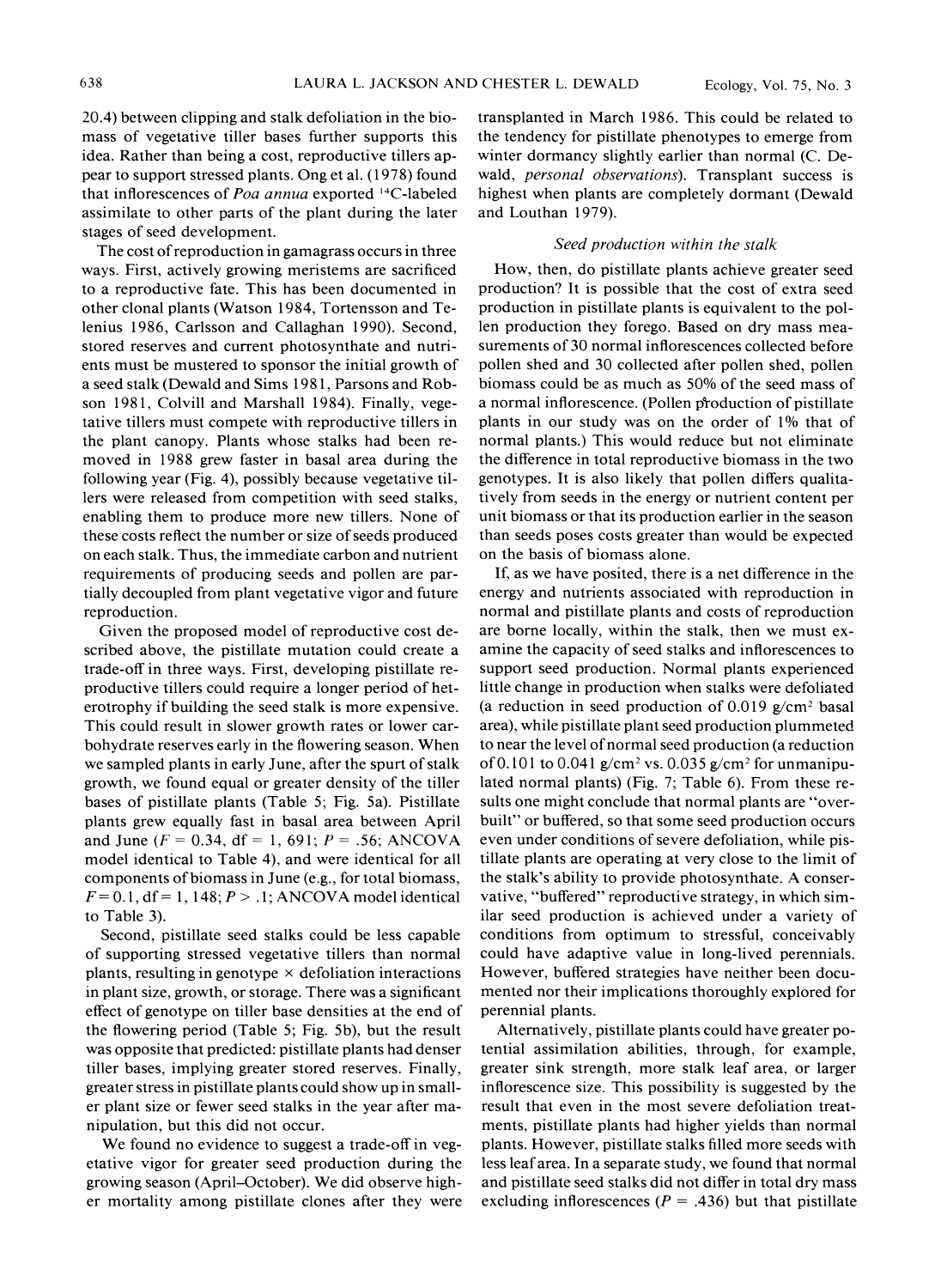20.4) between clipping and stalk defoliation in the biomass of vegetative tiller bases further supports this idea. Rather than being a cost, reproductive tillers appear to support stressed plants. Ong et al. (1978) found that inflorescences of *Poa annua* exported $^{14}C$-labeled assimilate to other parts of the plant during the later stages of seed development.

The cost of reproduction in gamagrass occurs in three ways. First, actively growing meristems are sacrificed to a reproductive fate. This has been documented in other clonal plants (Watson 1984, Tortensson and Telenius 1986, Carlsson and Callaghan 1990). Second, stored reserves and current photosynthate and nutrients must be mustered to sponsor the initial growth of a seed stalk (Dewald and Sims 1981, Parsons and Robson 1981, Colvill and Marshall 1984). Finally, vegetative tillers must compete with reproductive tillers in the plant canopy. Plants whose stalks had been removed in 1988 grew faster in basal area during the following year (Fig. 4), possibly because vegetative tillers were released from competition with seed stalks, enabling them to produce more new tillers. None of these costs reflect the number or size of seeds produced on each stalk. Thus, the immediate carbon and nutrient requirements of producing seeds and pollen are partially decoupled from plant vegetative vigor and future reproduction.

Given the proposed model of reproductive cost described above, the pistillate mutation could create a trade-off in three ways. First, developing pistillate reproductive tillers could require a longer period of heterotrophy if building the seed stalk is more expensive. This could result in slower growth rates or lower carbohydrate reserves early in the flowering season. When we sampled plants in early June, after the spurt of stalk growth, we found equal or greater density of the tiller bases of pistillate plants (Table 5; Fig. 5a). Pistillate plants grew equally fast in basal area between April and June ($F = 0.34$, df $= 1, 691$; $P = .56$; ANCOVA model identical to Table 4), and were identical for all components of biomass in June (e.g., for total biomass, $F = 0.1$, df $= 1, 148$; $P > .1$; ANCOVA model identical to Table 3).

Second, pistillate seed stalks could be less capable of supporting stressed vegetative tillers than normal plants, resulting in genotype × defoliation interactions in plant size, growth, or storage. There was a significant effect of genotype on tiller base densities at the end of the flowering period (Table 5; Fig. 5b), but the result was opposite that predicted: pistillate plants had denser tiller bases, implying greater stored reserves. Finally, greater stress in pistillate plants could show up in smaller plant size or fewer seed stalks in the year after manipulation, but this did not occur.

We found no evidence to suggest a trade-off in vegetative vigor for greater seed production during the growing season (April–October). We did observe higher mortality among pistillate clones after they were transplanted in March 1986. This could be related to the tendency for pistillate phenotypes to emerge from winter dormancy slightly earlier than normal (C. Dewald, *personal observations*). Transplant success is highest when plants are completely dormant (Dewald and Louthan 1979).

### *Seed production within the stalk*

How, then, do pistillate plants achieve greater seed production? It is possible that the cost of extra seed production in pistillate plants is equivalent to the pollen production they forego. Based on dry mass measurements of 30 normal inflorescences collected before pollen shed and 30 collected after pollen shed, pollen biomass could be as much as 50% of the seed mass of a normal inflorescence. (Pollen production of pistillate plants in our study was on the order of 1% that of normal plants.) This would reduce but not eliminate the difference in total reproductive biomass in the two genotypes. It is also likely that pollen differs qualitatively from seeds in the energy or nutrient content per unit biomass or that its production earlier in the season than seeds poses costs greater than would be expected on the basis of biomass alone.

If, as we have posited, there is a net difference in the energy and nutrients associated with reproduction in normal and pistillate plants and costs of reproduction are borne locally, within the stalk, then we must examine the capacity of seed stalks and inflorescences to support seed production. Normal plants experienced little change in production when stalks were defoliated (a reduction in seed production of 0.019 $g/cm^2$ basal area), while pistillate plant seed production plummeted to near the level of normal seed production (a reduction of 0.101 to 0.041 $g/cm^2$ vs. 0.035 $g/cm^2$ for unmanipulated normal plants) (Fig. 7; Table 6). From these results one might conclude that normal plants are "overbuilt" or buffered, so that some seed production occurs even under conditions of severe defoliation, while pistillate plants are operating at very close to the limit of the stalk's ability to provide photosynthate. A conservative, "buffered" reproductive strategy, in which similar seed production is achieved under a variety of conditions from optimum to stressful, conceivably could have adaptive value in long-lived perennials. However, buffered strategies have neither been documented nor their implications thoroughly explored for perennial plants.

Alternatively, pistillate plants could have greater potential assimilation abilities, through, for example, greater sink strength, more stalk leaf area, or larger inflorescence size. This possibility is suggested by the result that even in the most severe defoliation treatments, pistillate plants had higher yields than normal plants. However, pistillate stalks filled more seeds with less leaf area. In a separate study, we found that normal and pistillate seed stalks did not differ in total dry mass excluding inflorescences ($P = .436$) but that pistillate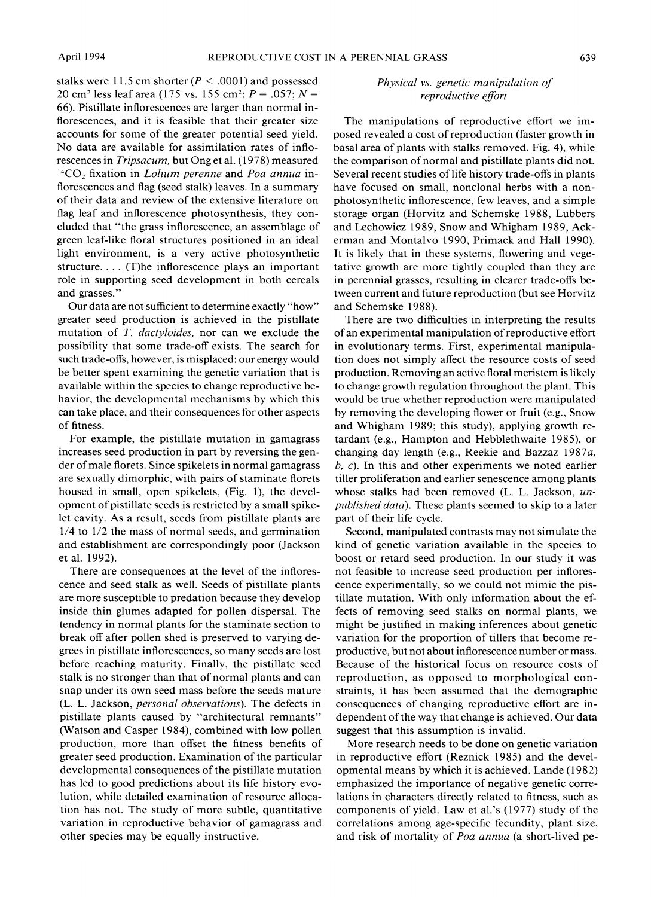stalks were 11.5 cm shorter ($P < .0001$) and possessed 20 $cm^2$ less leaf area (175 vs. 155 $cm^2$; $P = .057$; $N = 66$). Pistillate inflorescences are larger than normal inflorescences, and it is feasible that their greater size accounts for some of the greater potential seed yield. No data are available for assimilation rates of inflorescences in *Tripsacum,* but Ong et al. (1978) measured $^{14}CO_2$ fixation in *Lolium perenne* and *Poa annua* inflorescences and flag (seed stalk) leaves. In a summary of their data and review of the extensive literature on flag leaf and inflorescence photosynthesis, they concluded that "the grass inflorescence, an assemblage of green leaf-like floral structures positioned in an ideal light environment, is a very active photosynthetic structure. . . . (T)he inflorescence plays an important role in supporting seed development in both cereals and grasses."

Our data are not sufficient to determine exactly "how" greater seed production is achieved in the pistillate mutation of *T. dactyloides,* nor can we exclude the possibility that some trade-off exists. The search for such trade-offs, however, is misplaced: our energy would be better spent examining the genetic variation that is available within the species to change reproductive behavior, the developmental mechanisms by which this can take place, and their consequences for other aspects of fitness.

For example, the pistillate mutation in gamagrass increases seed production in part by reversing the gender of male florets. Since spikelets in normal gamagrass are sexually dimorphic, with pairs of staminate florets housed in small, open spikelets, (Fig. 1), the development of pistillate seeds is restricted by a small spikelet cavity. As a result, seeds from pistillate plants are 1/4 to 1/2 the mass of normal seeds, and germination and establishment are correspondingly poor (Jackson et al. 1992).

There are consequences at the level of the inflorescence and seed stalk as well. Seeds of pistillate plants are more susceptible to predation because they develop inside thin glumes adapted for pollen dispersal. The tendency in normal plants for the staminate section to break off after pollen shed is preserved to varying degrees in pistillate inflorescences, so many seeds are lost before reaching maturity. Finally, the pistillate seed stalk is no stronger than that of normal plants and can snap under its own seed mass before the seeds mature (L. L. Jackson, *personal observations*). The defects in pistillate plants caused by "architectural remnants" (Watson and Casper 1984), combined with low pollen production, more than offset the fitness benefits of greater seed production. Examination of the particular developmental consequences of the pistillate mutation has led to good predictions about its life history evolution, while detailed examination of resource allocation has not. The study of more subtle, quantitative variation in reproductive behavior of gamagrass and other species may be equally instructive.

### *Physical vs. genetic manipulation of reproductive effort*

The manipulations of reproductive effort we imposed revealed a cost of reproduction (faster growth in basal area of plants with stalks removed, Fig. 4), while the comparison of normal and pistillate plants did not. Several recent studies of life history trade-offs in plants have focused on small, nonclonal herbs with a nonphotosynthetic inflorescence, few leaves, and a simple storage organ (Horvitz and Schemske 1988, Lubbers and Lechowicz 1989, Snow and Whigham 1989, Ackerman and Montalvo 1990, Primack and Hall 1990). It is likely that in these systems, flowering and vegetative growth are more tightly coupled than they are in perennial grasses, resulting in clearer trade-offs between current and future reproduction (but see Horvitz and Schemske 1988).

There are two difficulties in interpreting the results of an experimental manipulation of reproductive effort in evolutionary terms. First, experimental manipulation does not simply affect the resource costs of seed production. Removing an active floral meristem is likely to change growth regulation throughout the plant. This would be true whether reproduction were manipulated by removing the developing flower or fruit (e.g., Snow and Whigham 1989; this study), applying growth retardant (e.g., Hampton and Hebblethwaite 1985), or changing day length (e.g., Reekie and Bazzaz 1987*a, b, c*). In this and other experiments we noted earlier tiller proliferation and earlier senescence among plants whose stalks had been removed (L. L. Jackson, *unpublished data*). These plants seemed to skip to a later part of their life cycle.

Second, manipulated contrasts may not simulate the kind of genetic variation available in the species to boost or retard seed production. In our study it was not feasible to increase seed production per inflorescence experimentally, so we could not mimic the pistillate mutation. With only information about the effects of removing seed stalks on normal plants, we might be justified in making inferences about genetic variation for the proportion of tillers that become reproductive, but not about inflorescence number or mass. Because of the historical focus on resource costs of reproduction, as opposed to morphological constraints, it has been assumed that the demographic consequences of changing reproductive effort are independent of the way that change is achieved. Our data suggest that this assumption is invalid.

More research needs to be done on genetic variation in reproductive effort (Reznick 1985) and the developmental means by which it is achieved. Lande (1982) emphasized the importance of negative genetic correlations in characters directly related to fitness, such as components of yield. Law et al.'s (1977) study of the correlations among age-specific fecundity, plant size, and risk of mortality of *Poa annua* (a short-lived pe-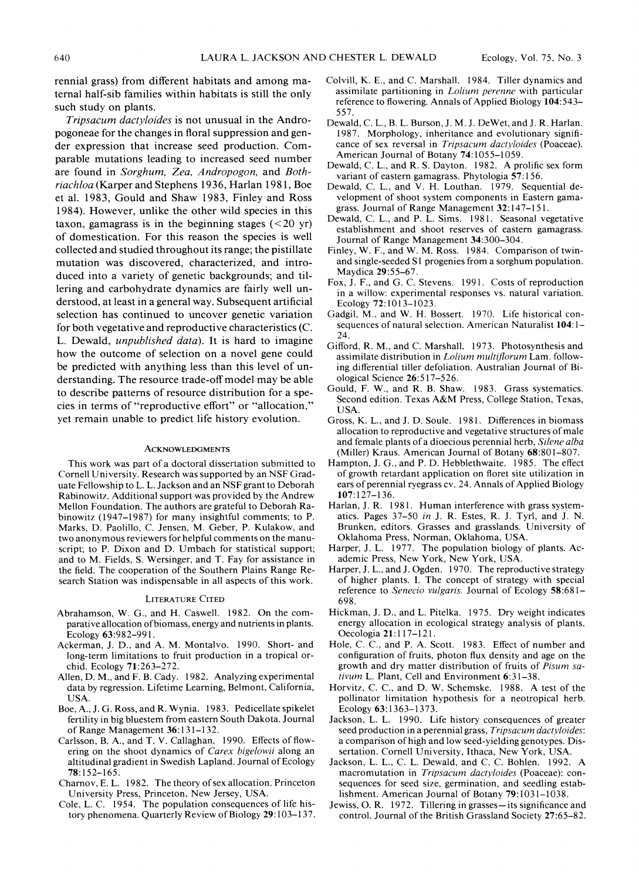rennial grass) from different habitats and among maternal half-sib families within habitats is still the only such study on plants.

*Tripsacum dactyloides* is not unusual in the Andropogoneae for the changes in floral suppression and gender expression that increase seed production. Comparable mutations leading to increased seed number are found in *Sorghum, Zea, Andropogon,* and *Bothriachloa* (Karper and Stephens 1936, Harlan 1981, Boe et al. 1983, Gould and Shaw 1983, Finley and Ross 1984). However, unlike the other wild species in this taxon, gamagrass is in the beginning stages (<20 yr) of domestication. For this reason the species is well collected and studied throughout its range; the pistillate mutation was discovered, characterized, and introduced into a variety of genetic backgrounds; and tillering and carbohydrate dynamics are fairly well understood, at least in a general way. Subsequent artificial selection has continued to uncover genetic variation for both vegetative and reproductive characteristics (C. L. Dewald, *unpublished data*). It is hard to imagine how the outcome of selection on a novel gene could be predicted with anything less than this level of understanding. The resource trade-off model may be able to describe patterns of resource distribution for a species in terms of "reproductive effort" or "allocation," yet remain unable to predict life history evolution.

## Acknowledgments

This work was part of a doctoral dissertation submitted to Cornell University. Research was supported by an NSF Graduate Fellowship to L. L. Jackson and an NSF grant to Deborah Rabinowitz. Additional support was provided by the Andrew Mellon Foundation. The authors are grateful to Deborah Rabinowitz (1947–1987) for many insightful comments; to P. Marks, D. Paolillo, C. Jensen, M. Geber, P. Kulakow, and two anonymous reviewers for helpful comments on the manuscript; to P. Dixon and D. Umbach for statistical support; and to M. Fields, S. Wersinger, and T. Fay for assistance in the field. The cooperation of the Southern Plains Range Research Station was indispensable in all aspects of this work.

## Literature Cited

Abrahamson, W. G., and H. Caswell. 1982. On the comparative allocation of biomass, energy and nutrients in plants. Ecology 63:982–991.

Ackerman, J. D., and A. M. Montalvo. 1990. Short- and long-term limitations to fruit production in a tropical orchid. Ecology 71:263–272.

Allen, D. M., and F. B. Cady. 1982. Analyzing experimental data by regression. Lifetime Learning, Belmont, California, USA.

Boe, A., J. G. Ross, and R. Wynia. 1983. Pedicellate spikelet fertility in big bluestem from eastern South Dakota. Journal of Range Management 36:131–132.

Carlsson, B. A., and T. V. Callaghan. 1990. Effects of flowering on the shoot dynamics of *Carex bigelowii* along an altitudinal gradient in Swedish Lapland. Journal of Ecology 78:152–165.

Charnov, E. L. 1982. The theory of sex allocation. Princeton University Press, Princeton, New Jersey, USA.

Cole, L. C. 1954. The population consequences of life history phenomena. Quarterly Review of Biology 29:103–137.

Colvill, K. E., and C. Marshall. 1984. Tiller dynamics and assimilate partitioning in *Lolium perenne* with particular reference to flowering. Annals of Applied Biology 104:543–557.

Dewald, C. L., B. L. Burson, J. M. J. DeWet, and J. R. Harlan. 1987. Morphology, inheritance and evolutionary significance of sex reversal in *Tripsacum dactyloides* (Poaceae). American Journal of Botany 74:1055–1059.

Dewald, C. L., and R. S. Dayton. 1982. A prolific sex form variant of eastern gamagrass. Phytologia 57:156.

Dewald, C. L., and V. H. Louthan. 1979. Sequential development of shoot system components in Eastern gamagrass. Journal of Range Management 32:147–151.

Dewald, C. L., and P. L. Sims. 1981. Seasonal vegetative establishment and shoot reserves of eastern gamagrass. Journal of Range Management 34:300–304.

Finley, W. F., and W. M. Ross. 1984. Comparison of twin- and single-seeded S1 progenies from a sorghum population. Maydica 29:55–67.

Fox, J. F., and G. C. Stevens. 1991. Costs of reproduction in a willow: experimental responses vs. natural variation. Ecology 72:1013–1023.

Gadgil, M., and W. H. Bossert. 1970. Life historical consequences of natural selection. American Naturalist 104:1–24.

Gifford, R. M., and C. Marshall. 1973. Photosynthesis and assimilate distribution in *Lolium multiflorum* Lam. following differential tiller defoliation. Australian Journal of Biological Science 26:517–526.

Gould, F. W., and R. B. Shaw. 1983. Grass systematics. Second edition. Texas A&M Press, College Station, Texas, USA.

Gross, K. L., and J. D. Soule. 1981. Differences in biomass allocation to reproductive and vegetative structures of male and female plants of a dioecious perennial herb, *Silene alba* (Miller) Kraus. American Journal of Botany 68:801–807.

Hampton, J. G., and P. D. Hebblethwaite. 1985. The effect of growth retardant application on floret site utilization in ears of perennial ryegrass cv. 24. Annals of Applied Biology 107:127–136.

Harlan, J. R. 1981. Human interference with grass systematics. Pages 37–50 *in* J. R. Estes, R. J. Tyrl, and J. N. Brunken, editors. Grasses and grasslands. University of Oklahoma Press, Norman, Oklahoma, USA.

Harper, J. L. 1977. The population biology of plants. Academic Press, New York, New York, USA.

Harper, J. L., and J. Ogden. 1970. The reproductive strategy of higher plants. I. The concept of strategy with special reference to *Senecio vulgaris*. Journal of Ecology 58:681–698.

Hickman, J. D., and L. Pitelka. 1975. Dry weight indicates energy allocation in ecological strategy analysis of plants. Oecologia 21:117–121.

Hole, C. C., and P. A. Scott. 1983. Effect of number and configuration of fruits, photon flux density and age on the growth and dry matter distribution of fruits of *Pisum sativum* L. Plant, Cell and Environment 6:31–38.

Horvitz, C. C., and D. W. Schemske. 1988. A test of the pollinator limitation hypothesis for a neotropical herb. Ecology 63:1363–1373.

Jackson, L. L. 1990. Life history consequences of greater seed production in a perennial grass, *Tripsacum dactyloides*: a comparison of high and low seed-yielding genotypes. Dissertation. Cornell University, Ithaca, New York, USA.

Jackson, L. L., C. L. Dewald, and C. C. Bohlen. 1992. A macromutation in *Tripsacum dactyloides* (Poaceae): consequences for seed size, germination, and seedling establishment. American Journal of Botany 79:1031–1038.

Jewiss, O. R. 1972. Tillering in grasses—its significance and control. Journal of the British Grassland Society 27:65–82.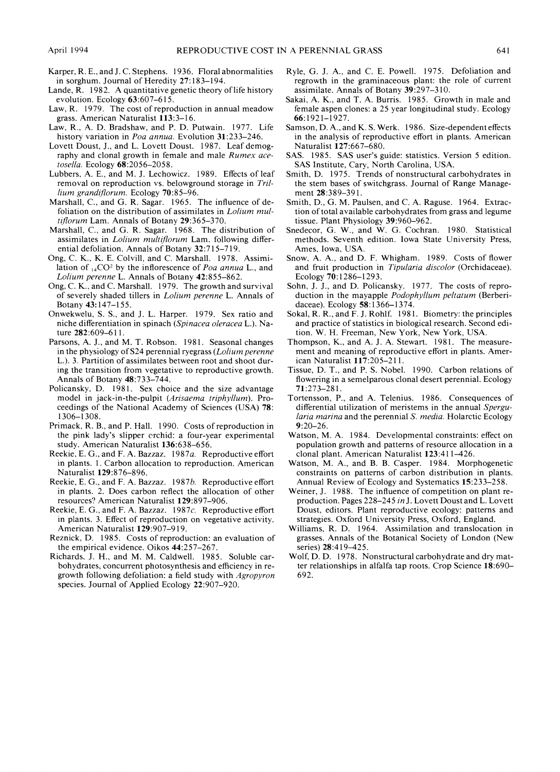Karper, R. E., and J. C. Stephens. 1936. Floral abnormalities in sorghum. Journal of Heredity **27**:183–194.

Lande, R. 1982. A quantitative genetic theory of life history evolution. Ecology **63**:607–615.

Law, R. 1979. The cost of reproduction in annual meadow grass. American Naturalist **113**:3–16.

Law, R., A. D. Bradshaw, and P. D. Putwain. 1977. Life history variation in *Poa annua*. Evolution **31**:233–246.

Lovett Doust, J., and L. Lovett Doust. 1987. Leaf demography and clonal growth in female and male *Rumex acetosella*. Ecology **68**:2056–2058.

Lubbers, A. E., and M. J. Lechowicz. 1989. Effects of leaf removal on reproduction vs. belowground storage in *Trillium grandiflorum*. Ecology **70**:85–96.

Marshall, C., and G. R. Sagar. 1965. The influence of defoliation on the distribution of assimilates in *Lolium multiflorum* Lam. Annals of Botany **29**:365–370.

Marshall, C., and G. R. Sagar. 1968. The distribution of assimilates in *Lolium multiflorum* Lam. following differential defoliation. Annals of Botany **32**:715–719.

Ong, C. K., K. E. Colvill, and C. Marshall. 1978. Assimilation of $_{14}CO^2$ by the inflorescence of *Poa annua* L., and *Lolium perenne* L. Annals of Botany **42**:855–862.

Ong, C. K., and C. Marshall. 1979. The growth and survival of severely shaded tillers in *Lolium perenne* L. Annals of Botany **43**:147–155.

Onwekwelu, S. S., and J. L. Harper. 1979. Sex ratio and niche differentiation in spinach (*Spinacea oleracea* L.). Nature **282**:609–611.

Parsons, A. J., and M. T. Robson. 1981. Seasonal changes in the physiology of S24 perennial ryegrass (*Lolium perenne* L.). 3. Partition of assimilates between root and shoot during the transition from vegetative to reproductive growth. Annals of Botany **48**:733–744.

Policansky, D. 1981. Sex choice and the size advantage model in jack-in-the-pulpit (*Arisaema triphyllum*). Proceedings of the National Academy of Sciences (USA) **78**: 1306–1308.

Primack, R. B., and P. Hall. 1990. Costs of reproduction in the pink lady's slipper orchid: a four-year experimental study. American Naturalist **136**:638–656.

Reekie, E. G., and F. A. Bazzaz. 1987*a*. Reproductive effort in plants. 1. Carbon allocation to reproduction. American Naturalist **129**:876–896.

Reekie, E. G., and F. A. Bazzaz. 1987*b*. Reproductive effort in plants. 2. Does carbon reflect the allocation of other resources? American Naturalist **129**:897–906.

Reekie, E. G., and F. A. Bazzaz. 1987*c*. Reproductive effort in plants. 3. Effect of reproduction on vegetative activity. American Naturalist **129**:907–919.

Reznick, D. 1985. Costs of reproduction: an evaluation of the empirical evidence. Oikos **44**:257–267.

Richards, J. H., and M. M. Caldwell. 1985. Soluble carbohydrates, concurrent photosynthesis and efficiency in regrowth following defoliation: a field study with *Agropyron* species. Journal of Applied Ecology **22**:907–920.

Ryle, G. J. A., and C. E. Powell. 1975. Defoliation and regrowth in the graminaceous plant: the role of current assimilate. Annals of Botany **39**:297–310.

Sakai, A. K., and T. A. Burris. 1985. Growth in male and female aspen clones: a 25 year longitudinal study. Ecology **66**:1921–1927.

Samson, D. A., and K. S. Werk. 1986. Size-dependent effects in the analysis of reproductive effort in plants. American Naturalist **127**:667–680.

SAS. 1985. SAS user's guide: statistics. Version 5 edition. SAS Institute, Cary, North Carolina, USA.

Smith, D. 1975. Trends of nonstructural carbohydrates in the stem bases of switchgrass. Journal of Range Management **28**:389–391.

Smith, D., G. M. Paulsen, and C. A. Raguse. 1964. Extraction of total available carbohydrates from grass and legume tissue. Plant Physiology **39**:960–962.

Snedecor, G. W., and W. G. Cochran. 1980. Statistical methods. Seventh edition. Iowa State University Press, Ames, Iowa, USA.

Snow, A. A., and D. F. Whigham. 1989. Costs of flower and fruit production in *Tipularia discolor* (Orchidaceae). Ecology **70**:1286–1293.

Sohn, J. J., and D. Policansky. 1977. The costs of reproduction in the mayapple *Podophyllum peltatum* (Berberidaceae). Ecology **58**:1366–1374.

Sokal, R. R., and F. J. Rohlf. 1981. Biometry: the principles and practice of statistics in biological research. Second edition. W. H. Freeman, New York, New York, USA.

Thompson, K., and A. J. A. Stewart. 1981. The measurement and meaning of reproductive effort in plants. American Naturalist **117**:205–211.

Tissue, D. T., and P. S. Nobel. 1990. Carbon relations of flowering in a semelparous clonal desert perennial. Ecology **71**:273–281.

Tortensson, P., and A. Telenius. 1986. Consequences of differential utilization of meristems in the annual *Spergularia marina* and the perennial *S. media*. Holarctic Ecology **9**:20–26.

Watson, M. A. 1984. Developmental constraints: effect on population growth and patterns of resource allocation in a clonal plant. American Naturalist **123**:411–426.

Watson, M. A., and B. B. Casper. 1984. Morphogenetic constraints on patterns of carbon distribution in plants. Annual Review of Ecology and Systematics **15**:233–258.

Weiner, J. 1988. The influence of competition on plant reproduction. Pages 228–245 *in* J. Lovett Doust and L. Lovett Doust, editors. Plant reproductive ecology: patterns and strategies. Oxford University Press, Oxford, England.

Williams, R. D. 1964. Assimilation and translocation in grasses. Annals of the Botanical Society of London (New series) **28**:419–425.

Wolf, D. D. 1978. Nonstructural carbohydrate and dry matter relationships in alfalfa tap roots. Crop Science **18**:690–692.